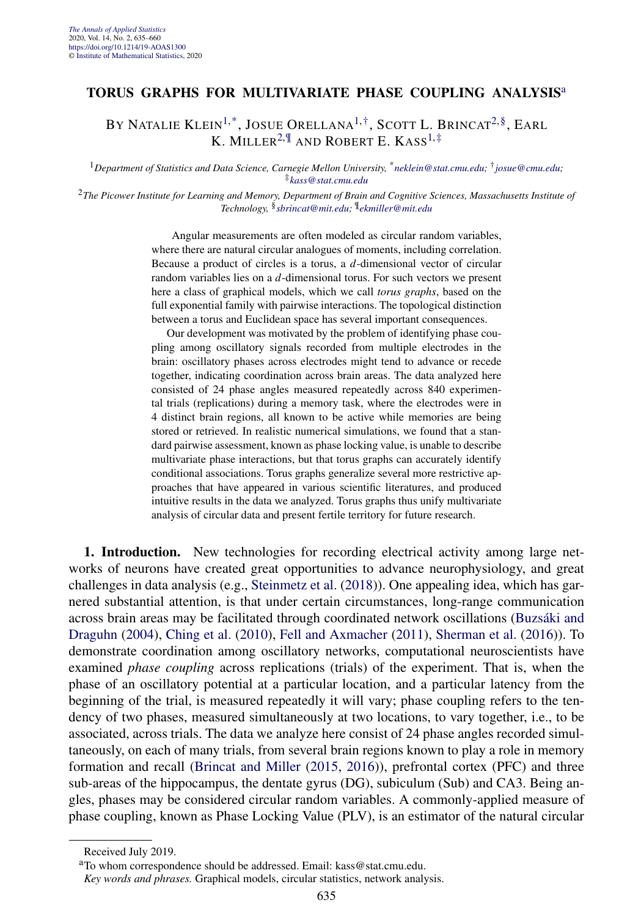# TORUS GRAPHS FOR MULTIVARIATE PHASE COUPLING ANALYSIS[a]

BY NATALIE KLEIN[1,*], JOSUE ORELLANA[1,†], SCOTT L. BRINCAT[2,§], EARL K. MILLER[2,¶] AND ROBERT E. KASS[1,‡]

[1]*Department of Statistics and Data Science, Carnegie Mellon University,* [*]*neklein@stat.cmu.edu;* [†]*josue@cmu.edu;* [‡]*kass@stat.cmu.edu*

[2]*The Picower Institute for Learning and Memory, Department of Brain and Cognitive Sciences, Massachusetts Institute of Technology,* [§]*sbrincat@mit.edu;* [¶]*ekmiller@mit.edu*

Angular measurements are often modeled as circular random variables, where there are natural circular analogues of moments, including correlation. Because a product of circles is a torus, a $d$-dimensional vector of circular random variables lies on a $d$-dimensional torus. For such vectors we present here a class of graphical models, which we call *torus graphs*, based on the full exponential family with pairwise interactions. The topological distinction between a torus and Euclidean space has several important consequences.

Our development was motivated by the problem of identifying phase coupling among oscillatory signals recorded from multiple electrodes in the brain: oscillatory phases across electrodes might tend to advance or recede together, indicating coordination across brain areas. The data analyzed here consisted of 24 phase angles measured repeatedly across 840 experimental trials (replications) during a memory task, where the electrodes were in 4 distinct brain regions, all known to be active while memories are being stored or retrieved. In realistic numerical simulations, we found that a standard pairwise assessment, known as phase locking value, is unable to describe multivariate phase interactions, but that torus graphs can accurately identify conditional associations. Torus graphs generalize several more restrictive approaches that have appeared in various scientific literatures, and produced intuitive results in the data we analyzed. Torus graphs thus unify multivariate analysis of circular data and present fertile territory for future research.

**1. Introduction.** New technologies for recording electrical activity among large networks of neurons have created great opportunities to advance neurophysiology, and great challenges in data analysis (e.g., Steinmetz et al. (2018)). One appealing idea, which has garnered substantial attention, is that under certain circumstances, long-range communication across brain areas may be facilitated through coordinated network oscillations (Buzsáki and Draguhn (2004), Ching et al. (2010), Fell and Axmacher (2011), Sherman et al. (2016)). To demonstrate coordination among oscillatory networks, computational neuroscientists have examined *phase coupling* across replications (trials) of the experiment. That is, when the phase of an oscillatory potential at a particular location, and a particular latency from the beginning of the trial, is measured repeatedly it will vary; phase coupling refers to the tendency of two phases, measured simultaneously at two locations, to vary together, i.e., to be associated, across trials. The data we analyze here consist of 24 phase angles recorded simultaneously, on each of many trials, from several brain regions known to play a role in memory formation and recall (Brincat and Miller (2015, 2016)), prefrontal cortex (PFC) and three sub-areas of the hippocampus, the dentate gyrus (DG), subiculum (Sub) and CA3. Being angles, phases may be considered circular random variables. A commonly-applied measure of phase coupling, known as Phase Locking Value (PLV), is an estimator of the natural circular

Received July 2019.

[a]To whom correspondence should be addressed. Email: kass@stat.cmu.edu.

*Key words and phrases.* Graphical models, circular statistics, network analysis.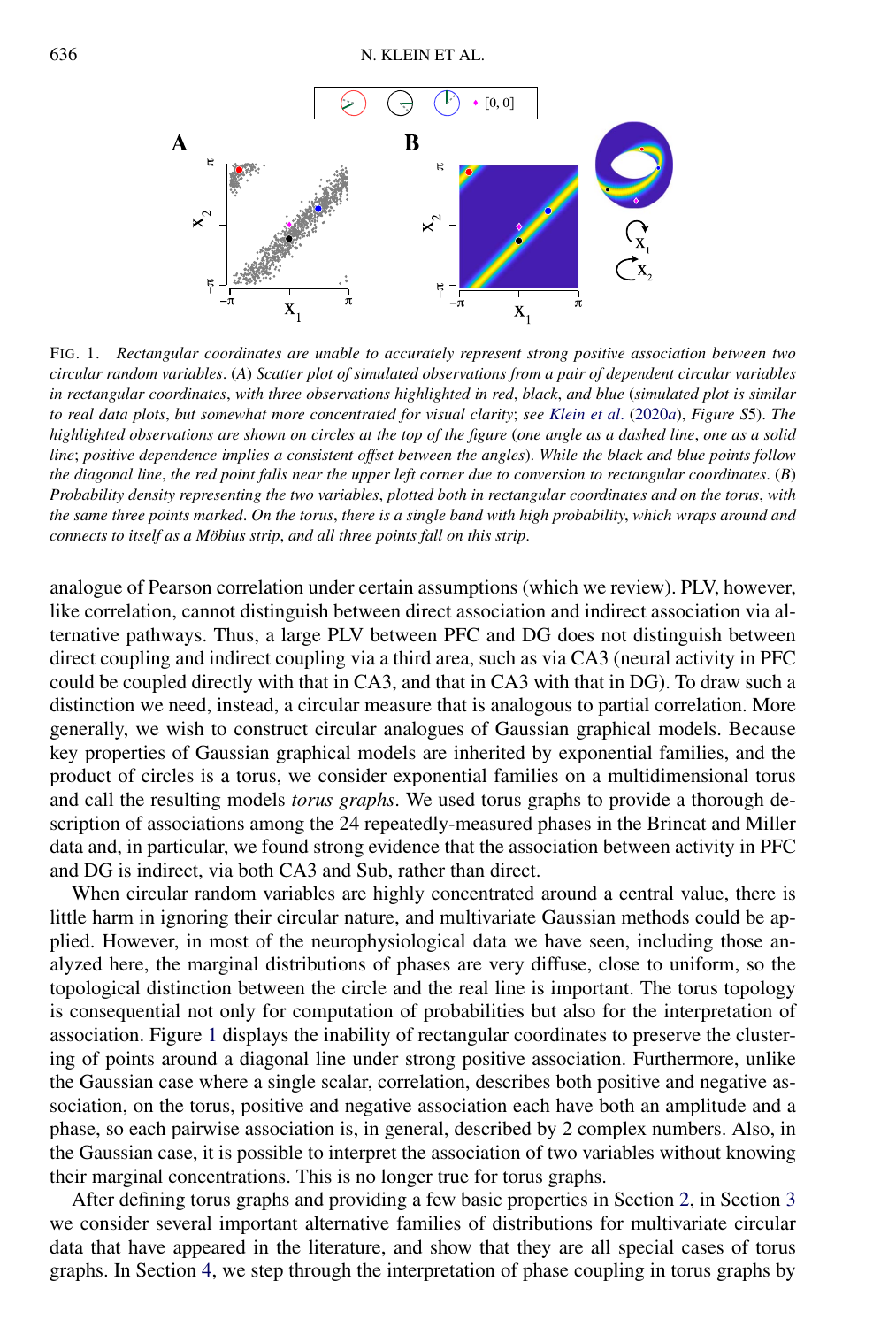FIG. 1. *Rectangular coordinates are unable to accurately represent strong positive association between two circular random variables*. (*A*) *Scatter plot of simulated observations from a pair of dependent circular variables in rectangular coordinates*, *with three observations highlighted in red*, *black*, *and blue* (*simulated plot is similar to real data plots*, *but somewhat more concentrated for visual clarity*; *see Klein et al*. (2020*a*), *Figure S*5). *The highlighted observations are shown on circles at the top of the figure* (*one angle as a dashed line*, *one as a solid line*; *positive dependence implies a consistent offset between the angles*). *While the black and blue points follow the diagonal line*, *the red point falls near the upper left corner due to conversion to rectangular coordinates*. (*B*) *Probability density representing the two variables*, *plotted both in rectangular coordinates and on the torus*, *with the same three points marked*. *On the torus*, *there is a single band with high probability*, *which wraps around and connects to itself as a Möbius strip*, *and all three points fall on this strip*.

analogue of Pearson correlation under certain assumptions (which we review). PLV, however, like correlation, cannot distinguish between direct association and indirect association via alternative pathways. Thus, a large PLV between PFC and DG does not distinguish between direct coupling and indirect coupling via a third area, such as via CA3 (neural activity in PFC could be coupled directly with that in CA3, and that in CA3 with that in DG). To draw such a distinction we need, instead, a circular measure that is analogous to partial correlation. More generally, we wish to construct circular analogues of Gaussian graphical models. Because key properties of Gaussian graphical models are inherited by exponential families, and the product of circles is a torus, we consider exponential families on a multidimensional torus and call the resulting models *torus graphs*. We used torus graphs to provide a thorough description of associations among the 24 repeatedly-measured phases in the Brincat and Miller data and, in particular, we found strong evidence that the association between activity in PFC and DG is indirect, via both CA3 and Sub, rather than direct.

When circular random variables are highly concentrated around a central value, there is little harm in ignoring their circular nature, and multivariate Gaussian methods could be applied. However, in most of the neurophysiological data we have seen, including those analyzed here, the marginal distributions of phases are very diffuse, close to uniform, so the topological distinction between the circle and the real line is important. The torus topology is consequential not only for computation of probabilities but also for the interpretation of association. Figure 1 displays the inability of rectangular coordinates to preserve the clustering of points around a diagonal line under strong positive association. Furthermore, unlike the Gaussian case where a single scalar, correlation, describes both positive and negative association, on the torus, positive and negative association each have both an amplitude and a phase, so each pairwise association is, in general, described by 2 complex numbers. Also, in the Gaussian case, it is possible to interpret the association of two variables without knowing their marginal concentrations. This is no longer true for torus graphs.

After defining torus graphs and providing a few basic properties in Section 2, in Section 3 we consider several important alternative families of distributions for multivariate circular data that have appeared in the literature, and show that they are all special cases of torus graphs. In Section 4, we step through the interpretation of phase coupling in torus graphs by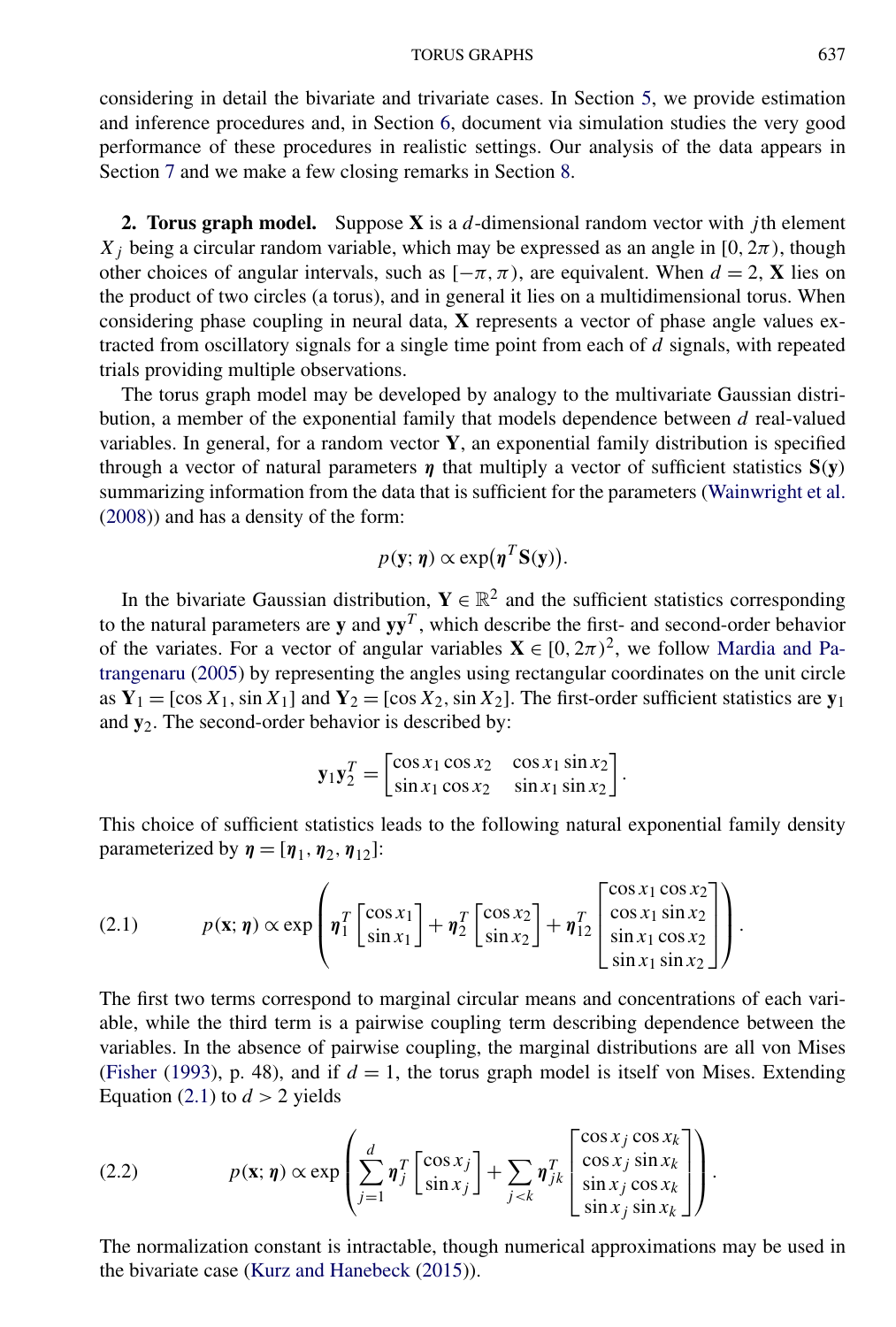considering in detail the bivariate and trivariate cases. In Section 5, we provide estimation and inference procedures and, in Section 6, document via simulation studies the very good performance of these procedures in realistic settings. Our analysis of the data appears in Section 7 and we make a few closing remarks in Section 8.

## 2. Torus graph model.

Suppose $\mathbf{X}$ is a $d$-dimensional random vector with $j$th element $X_j$ being a circular random variable, which may be expressed as an angle in $[0, 2\pi)$, though other choices of angular intervals, such as $[-\pi, \pi)$, are equivalent. When $d = 2$, $\mathbf{X}$ lies on the product of two circles (a torus), and in general it lies on a multidimensional torus. When considering phase coupling in neural data, $\mathbf{X}$ represents a vector of phase angle values extracted from oscillatory signals for a single time point from each of $d$ signals, with repeated trials providing multiple observations.

The torus graph model may be developed by analogy to the multivariate Gaussian distribution, a member of the exponential family that models dependence between $d$ real-valued variables. In general, for a random vector $\mathbf{Y}$, an exponential family distribution is specified through a vector of natural parameters $\boldsymbol{\eta}$ that multiply a vector of sufficient statistics $\mathbf{S}(\mathbf{y})$ summarizing information from the data that is sufficient for the parameters (Wainwright et al. (2008)) and has a density of the form:

$$p(\mathbf{y}; \boldsymbol{\eta}) \propto \exp(\boldsymbol{\eta}^T \mathbf{S}(\mathbf{y})).$$

In the bivariate Gaussian distribution, $\mathbf{Y} \in \mathbb{R}^2$ and the sufficient statistics corresponding to the natural parameters are $\mathbf{y}$ and $\mathbf{y}\mathbf{y}^T$, which describe the first- and second-order behavior of the variates. For a vector of angular variables $\mathbf{X} \in [0, 2\pi)^2$, we follow Mardia and Patrangenaru (2005) by representing the angles using rectangular coordinates on the unit circle as $\mathbf{Y}_1 = [\cos X_1, \sin X_1]$ and $\mathbf{Y}_2 = [\cos X_2, \sin X_2]$. The first-order sufficient statistics are $\mathbf{y}_1$ and $\mathbf{y}_2$. The second-order behavior is described by:

$$\mathbf{y}_1 \mathbf{y}_2^T = \begin{bmatrix} \cos x_1 \cos x_2 & \cos x_1 \sin x_2 \\ \sin x_1 \cos x_2 & \sin x_1 \sin x_2 \end{bmatrix}.$$

This choice of sufficient statistics leads to the following natural exponential family density parameterized by $\boldsymbol{\eta} = [\boldsymbol{\eta}_1, \boldsymbol{\eta}_2, \boldsymbol{\eta}_{12}]$:

$$p(\mathbf{x}; \boldsymbol{\eta}) \propto \exp\left( \boldsymbol{\eta}_1^T \begin{bmatrix} \cos x_1 \\ \sin x_1 \end{bmatrix} + \boldsymbol{\eta}_2^T \begin{bmatrix} \cos x_2 \\ \sin x_2 \end{bmatrix} + \boldsymbol{\eta}_{12}^T \begin{bmatrix} \cos x_1 \cos x_2 \\ \cos x_1 \sin x_2 \\ \sin x_1 \cos x_2 \\ \sin x_1 \sin x_2 \end{bmatrix} \right). \tag{2.1}$$

The first two terms correspond to marginal circular means and concentrations of each variable, while the third term is a pairwise coupling term describing dependence between the variables. In the absence of pairwise coupling, the marginal distributions are all von Mises (Fisher (1993), p. 48), and if $d = 1$, the torus graph model is itself von Mises. Extending Equation (2.1) to $d > 2$ yields

$$p(\mathbf{x}; \boldsymbol{\eta}) \propto \exp\left( \sum_{j=1}^{d} \boldsymbol{\eta}_j^T \begin{bmatrix} \cos x_j \\ \sin x_j \end{bmatrix} + \sum_{j<k} \boldsymbol{\eta}_{jk}^T \begin{bmatrix} \cos x_j \cos x_k \\ \cos x_j \sin x_k \\ \sin x_j \cos x_k \\ \sin x_j \sin x_k \end{bmatrix} \right). \tag{2.2}$$

The normalization constant is intractable, though numerical approximations may be used in the bivariate case (Kurz and Hanebeck (2015)).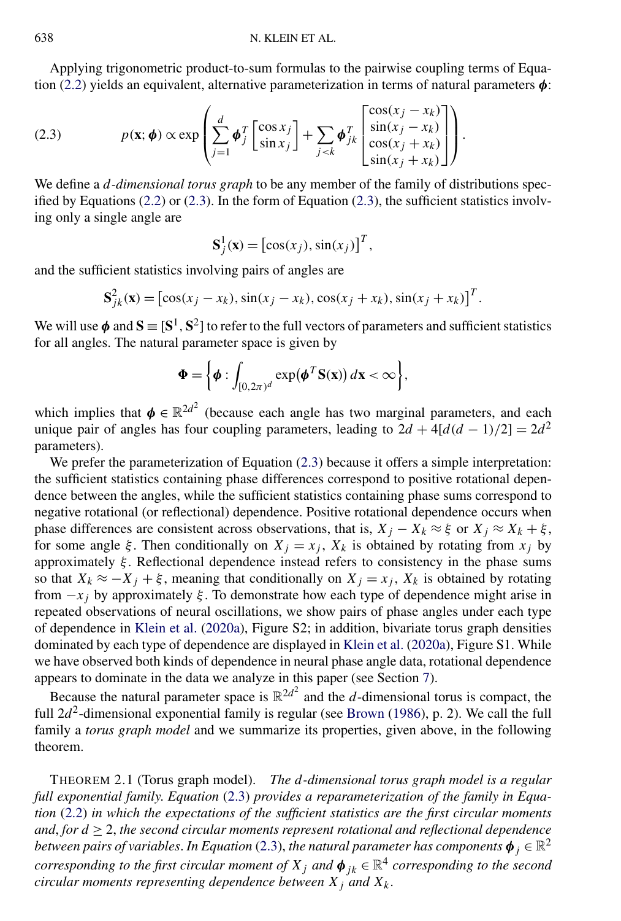Applying trigonometric product-to-sum formulas to the pairwise coupling terms of Equation (2.2) yields an equivalent, alternative parameterization in terms of natural parameters $\boldsymbol{\phi}$:

$$
p(\mathbf{x}; \boldsymbol{\phi}) \propto \exp\left( \sum_{j=1}^{d} \boldsymbol{\phi}_j^T \begin{bmatrix} \cos x_j \\ \sin x_j \end{bmatrix} + \sum_{j<k} \boldsymbol{\phi}_{jk}^T \begin{bmatrix} \cos(x_j - x_k) \\ \sin(x_j - x_k) \\ \cos(x_j + x_k) \\ \sin(x_j + x_k) \end{bmatrix} \right). \tag{2.3}
$$

We define a *d-dimensional torus graph* to be any member of the family of distributions specified by Equations (2.2) or (2.3). In the form of Equation (2.3), the sufficient statistics involving only a single angle are

$$
\mathbf{S}_j^1(\mathbf{x}) = \left[\cos(x_j), \sin(x_j)\right]^T,
$$

and the sufficient statistics involving pairs of angles are

$$
\mathbf{S}_{jk}^2(\mathbf{x}) = \left[\cos(x_j - x_k), \sin(x_j - x_k), \cos(x_j + x_k), \sin(x_j + x_k)\right]^T.
$$

We will use $\boldsymbol{\phi}$ and $\mathbf{S} \equiv [\mathbf{S}^1, \mathbf{S}^2]$ to refer to the full vectors of parameters and sufficient statistics for all angles. The natural parameter space is given by

$$
\boldsymbol{\Phi} = \left\{ \boldsymbol{\phi} : \int_{[0,2\pi)^d} \exp\left(\boldsymbol{\phi}^T \mathbf{S}(\mathbf{x})\right) d\mathbf{x} < \infty \right\},
$$

which implies that $\boldsymbol{\phi} \in \mathbb{R}^{2d^2}$ (because each angle has two marginal parameters, and each unique pair of angles has four coupling parameters, leading to $2d + 4[d(d-1)/2] = 2d^2$ parameters).

We prefer the parameterization of Equation (2.3) because it offers a simple interpretation: the sufficient statistics containing phase differences correspond to positive rotational dependence between the angles, while the sufficient statistics containing phase sums correspond to negative rotational (or reflectional) dependence. Positive rotational dependence occurs when phase differences are consistent across observations, that is, $X_j - X_k \approx \xi$ or $X_j \approx X_k + \xi$, for some angle $\xi$. Then conditionally on $X_j = x_j$, $X_k$ is obtained by rotating from $x_j$ by approximately $\xi$. Reflectional dependence instead refers to consistency in the phase sums so that $X_k \approx -X_j + \xi$, meaning that conditionally on $X_j = x_j$, $X_k$ is obtained by rotating from $-x_j$ by approximately $\xi$. To demonstrate how each type of dependence might arise in repeated observations of neural oscillations, we show pairs of phase angles under each type of dependence in Klein et al. (2020a), Figure S2; in addition, bivariate torus graph densities dominated by each type of dependence are displayed in Klein et al. (2020a), Figure S1. While we have observed both kinds of dependence in neural phase angle data, rotational dependence appears to dominate in the data we analyze in this paper (see Section 7).

Because the natural parameter space is $\mathbb{R}^{2d^2}$ and the $d$-dimensional torus is compact, the full $2d^2$-dimensional exponential family is regular (see Brown (1986), p. 2). We call the full family a *torus graph model* and we summarize its properties, given above, in the following theorem.

THEOREM 2.1 (Torus graph model). *The $d$-dimensional torus graph model is a regular full exponential family. Equation* (2.3) *provides a reparameterization of the family in Equation* (2.2) *in which the expectations of the sufficient statistics are the first circular moments and, for $d \geq 2$, the second circular moments represent rotational and reflectional dependence between pairs of variables. In Equation* (2.3), *the natural parameter has components $\boldsymbol{\phi}_j \in \mathbb{R}^2$ corresponding to the first circular moment of $X_j$ and $\boldsymbol{\phi}_{jk} \in \mathbb{R}^4$ corresponding to the second circular moments representing dependence between $X_j$ and $X_k$.*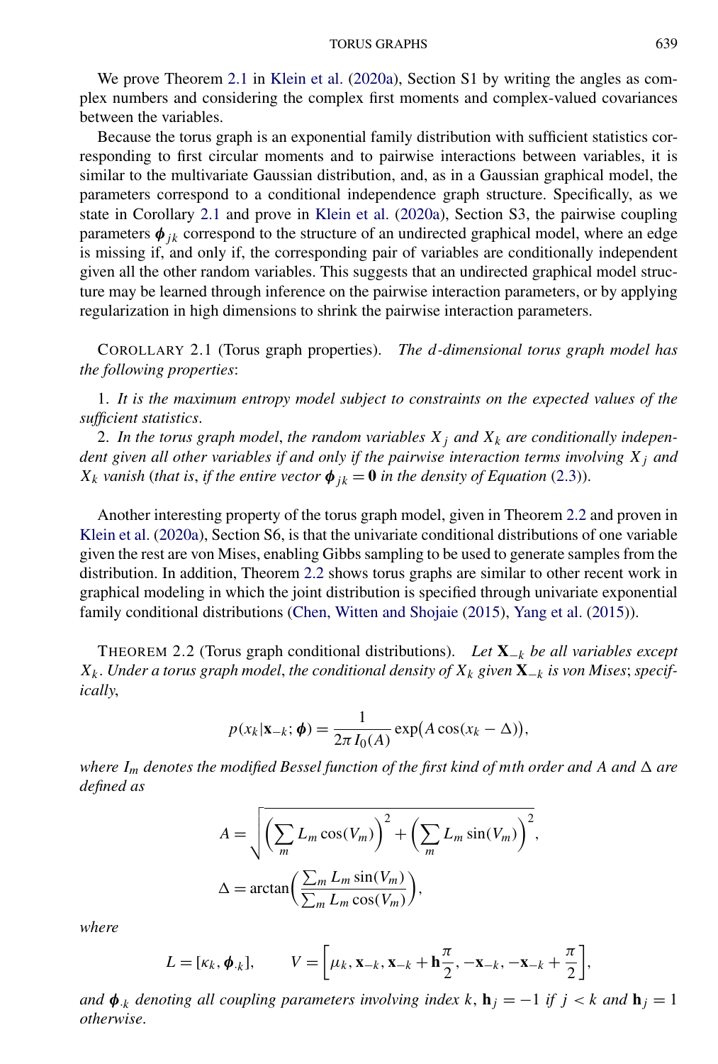We prove Theorem 2.1 in Klein et al. (2020a), Section S1 by writing the angles as complex numbers and considering the complex first moments and complex-valued covariances between the variables.

Because the torus graph is an exponential family distribution with sufficient statistics corresponding to first circular moments and to pairwise interactions between variables, it is similar to the multivariate Gaussian distribution, and, as in a Gaussian graphical model, the parameters correspond to a conditional independence graph structure. Specifically, as we state in Corollary 2.1 and prove in Klein et al. (2020a), Section S3, the pairwise coupling parameters $\boldsymbol{\phi}_{jk}$ correspond to the structure of an undirected graphical model, where an edge is missing if, and only if, the corresponding pair of variables are conditionally independent given all the other random variables. This suggests that an undirected graphical model structure may be learned through inference on the pairwise interaction parameters, or by applying regularization in high dimensions to shrink the pairwise interaction parameters.

COROLLARY 2.1 (Torus graph properties). *The $d$-dimensional torus graph model has the following properties*:

1. *It is the maximum entropy model subject to constraints on the expected values of the sufficient statistics*.
2. *In the torus graph model*, *the random variables $X_j$ and $X_k$ are conditionally independent given all other variables if and only if the pairwise interaction terms involving $X_j$ and $X_k$ vanish* (*that is*, *if the entire vector $\boldsymbol{\phi}_{jk} = \mathbf{0}$ in the density of Equation* (2.3)).

Another interesting property of the torus graph model, given in Theorem 2.2 and proven in Klein et al. (2020a), Section S6, is that the univariate conditional distributions of one variable given the rest are von Mises, enabling Gibbs sampling to be used to generate samples from the distribution. In addition, Theorem 2.2 shows torus graphs are similar to other recent work in graphical modeling in which the joint distribution is specified through univariate exponential family conditional distributions (Chen, Witten and Shojaie (2015), Yang et al. (2015)).

THEOREM 2.2 (Torus graph conditional distributions). *Let $\mathbf{X}_{-k}$ be all variables except $X_k$. Under a torus graph model*, *the conditional density of $X_k$ given $\mathbf{X}_{-k}$ is von Mises*; *specifically*,

$$p(x_k|\mathbf{x}_{-k}; \boldsymbol{\phi}) = \frac{1}{2\pi I_0(A)} \exp\bigl(A\cos(x_k - \Delta)\bigr),$$

*where $I_m$ denotes the modified Bessel function of the first kind of $m$th order and $A$ and $\Delta$ are defined as*

$$A = \sqrt{\left(\sum_m L_m \cos(V_m)\right)^2 + \left(\sum_m L_m \sin(V_m)\right)^2},$$

$$\Delta = \arctan\left(\frac{\sum_m L_m \sin(V_m)}{\sum_m L_m \cos(V_m)}\right),$$

*where*

$$L = [\kappa_k, \boldsymbol{\phi}_{\cdot k}], \qquad V = \left[\mu_k, \mathbf{x}_{-k}, \mathbf{x}_{-k} + \mathbf{h}\frac{\pi}{2}, -\mathbf{x}_{-k}, -\mathbf{x}_{-k} + \frac{\pi}{2}\right],$$

*and $\boldsymbol{\phi}_{\cdot k}$ denoting all coupling parameters involving index $k$, $\mathbf{h}_j = -1$ if $j < k$ and $\mathbf{h}_j = 1$ otherwise.*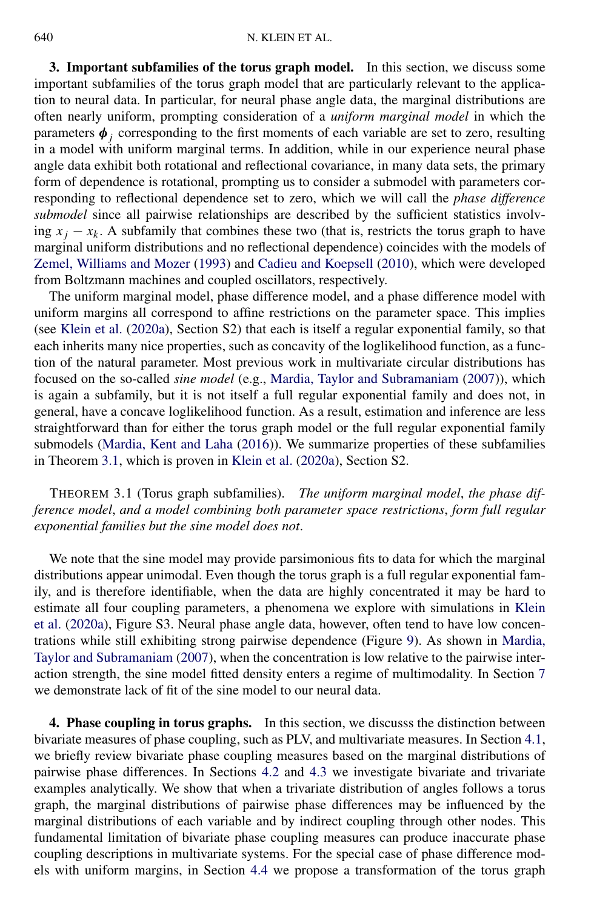**3. Important subfamilies of the torus graph model.** In this section, we discuss some important subfamilies of the torus graph model that are particularly relevant to the application to neural data. In particular, for neural phase angle data, the marginal distributions are often nearly uniform, prompting consideration of a *uniform marginal model* in which the parameters $\boldsymbol{\phi}_j$ corresponding to the first moments of each variable are set to zero, resulting in a model with uniform marginal terms. In addition, while in our experience neural phase angle data exhibit both rotational and reflectional covariance, in many data sets, the primary form of dependence is rotational, prompting us to consider a submodel with parameters corresponding to reflectional dependence set to zero, which we will call the *phase difference submodel* since all pairwise relationships are described by the sufficient statistics involving $x_j - x_k$. A subfamily that combines these two (that is, restricts the torus graph to have marginal uniform distributions and no reflectional dependence) coincides with the models of Zemel, Williams and Mozer (1993) and Cadieu and Koepsell (2010), which were developed from Boltzmann machines and coupled oscillators, respectively.

The uniform marginal model, phase difference model, and a phase difference model with uniform margins all correspond to affine restrictions on the parameter space. This implies (see Klein et al. (2020a), Section S2) that each is itself a regular exponential family, so that each inherits many nice properties, such as concavity of the loglikelihood function, as a function of the natural parameter. Most previous work in multivariate circular distributions has focused on the so-called *sine model* (e.g., Mardia, Taylor and Subramaniam (2007)), which is again a subfamily, but it is not itself a full regular exponential family and does not, in general, have a concave loglikelihood function. As a result, estimation and inference are less straightforward than for either the torus graph model or the full regular exponential family submodels (Mardia, Kent and Laha (2016)). We summarize properties of these subfamilies in Theorem 3.1, which is proven in Klein et al. (2020a), Section S2.

THEOREM 3.1 (Torus graph subfamilies). *The uniform marginal model*, *the phase difference model*, *and a model combining both parameter space restrictions*, *form full regular exponential families but the sine model does not*.

We note that the sine model may provide parsimonious fits to data for which the marginal distributions appear unimodal. Even though the torus graph is a full regular exponential family, and is therefore identifiable, when the data are highly concentrated it may be hard to estimate all four coupling parameters, a phenomena we explore with simulations in Klein et al. (2020a), Figure S3. Neural phase angle data, however, often tend to have low concentrations while still exhibiting strong pairwise dependence (Figure 9). As shown in Mardia, Taylor and Subramaniam (2007), when the concentration is low relative to the pairwise interaction strength, the sine model fitted density enters a regime of multimodality. In Section 7 we demonstrate lack of fit of the sine model to our neural data.

**4. Phase coupling in torus graphs.** In this section, we discusss the distinction between bivariate measures of phase coupling, such as PLV, and multivariate measures. In Section 4.1, we briefly review bivariate phase coupling measures based on the marginal distributions of pairwise phase differences. In Sections 4.2 and 4.3 we investigate bivariate and trivariate examples analytically. We show that when a trivariate distribution of angles follows a torus graph, the marginal distributions of pairwise phase differences may be influenced by the marginal distributions of each variable and by indirect coupling through other nodes. This fundamental limitation of bivariate phase coupling measures can produce inaccurate phase coupling descriptions in multivariate systems. For the special case of phase difference models with uniform margins, in Section 4.4 we propose a transformation of the torus graph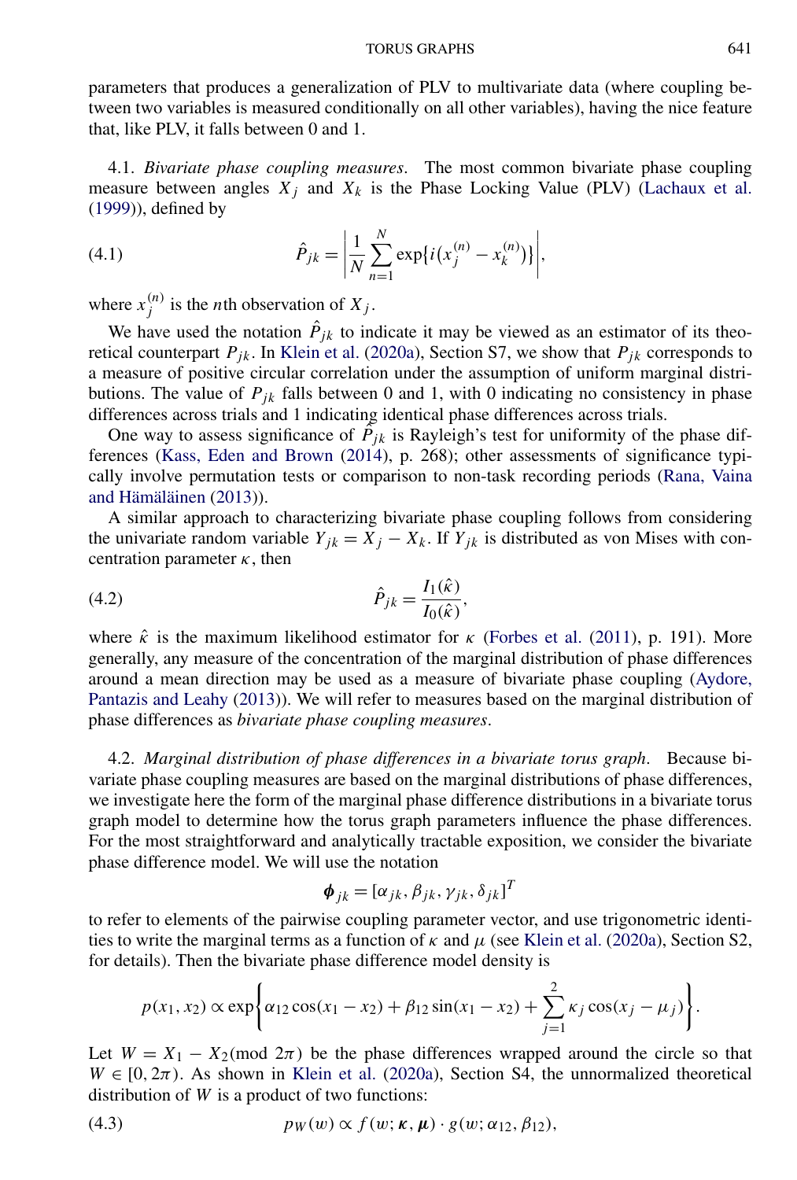parameters that produces a generalization of PLV to multivariate data (where coupling between two variables is measured conditionally on all other variables), having the nice feature that, like PLV, it falls between 0 and 1.

4.1. *Bivariate phase coupling measures*. The most common bivariate phase coupling measure between angles $X_j$ and $X_k$ is the Phase Locking Value (PLV) (Lachaux et al. (1999)), defined by

$$\hat{P}_{jk} = \left| \frac{1}{N} \sum_{n=1}^{N} \exp\{i(x_j^{(n)} - x_k^{(n)})\} \right|, \tag{4.1}$$

where $x_j^{(n)}$ is the $n$th observation of $X_j$.

We have used the notation $\hat{P}_{jk}$ to indicate it may be viewed as an estimator of its theoretical counterpart $P_{jk}$. In Klein et al. (2020a), Section S7, we show that $P_{jk}$ corresponds to a measure of positive circular correlation under the assumption of uniform marginal distributions. The value of $P_{jk}$ falls between 0 and 1, with 0 indicating no consistency in phase differences across trials and 1 indicating identical phase differences across trials.

One way to assess significance of $\hat{P}_{jk}$ is Rayleigh's test for uniformity of the phase differences (Kass, Eden and Brown (2014), p. 268); other assessments of significance typically involve permutation tests or comparison to non-task recording periods (Rana, Vaina and Hämäläinen (2013)).

A similar approach to characterizing bivariate phase coupling follows from considering the univariate random variable $Y_{jk} = X_j - X_k$. If $Y_{jk}$ is distributed as von Mises with concentration parameter $\kappa$, then

$$\hat{P}_{jk} = \frac{I_1(\hat{\kappa})}{I_0(\hat{\kappa})}, \tag{4.2}$$

where $\hat{\kappa}$ is the maximum likelihood estimator for $\kappa$ (Forbes et al. (2011), p. 191). More generally, any measure of the concentration of the marginal distribution of phase differences around a mean direction may be used as a measure of bivariate phase coupling (Aydore, Pantazis and Leahy (2013)). We will refer to measures based on the marginal distribution of phase differences as *bivariate phase coupling measures*.

4.2. *Marginal distribution of phase differences in a bivariate torus graph*. Because bivariate phase coupling measures are based on the marginal distributions of phase differences, we investigate here the form of the marginal phase difference distributions in a bivariate torus graph model to determine how the torus graph parameters influence the phase differences. For the most straightforward and analytically tractable exposition, we consider the bivariate phase difference model. We will use the notation

$$\boldsymbol{\phi}_{jk} = [\alpha_{jk}, \beta_{jk}, \gamma_{jk}, \delta_{jk}]^T$$

to refer to elements of the pairwise coupling parameter vector, and use trigonometric identities to write the marginal terms as a function of $\kappa$ and $\mu$ (see Klein et al. (2020a), Section S2, for details). Then the bivariate phase difference model density is

$$p(x_1, x_2) \propto \exp\left\{\alpha_{12}\cos(x_1 - x_2) + \beta_{12}\sin(x_1 - x_2) + \sum_{j=1}^{2} \kappa_j \cos(x_j - \mu_j)\right\}.$$

Let $W = X_1 - X_2 (\text{mod } 2\pi)$ be the phase differences wrapped around the circle so that $W \in [0, 2\pi)$. As shown in Klein et al. (2020a), Section S4, the unnormalized theoretical distribution of $W$ is a product of two functions:

$$p_W(w) \propto f(w; \boldsymbol{\kappa}, \boldsymbol{\mu}) \cdot g(w; \alpha_{12}, \beta_{12}), \tag{4.3}$$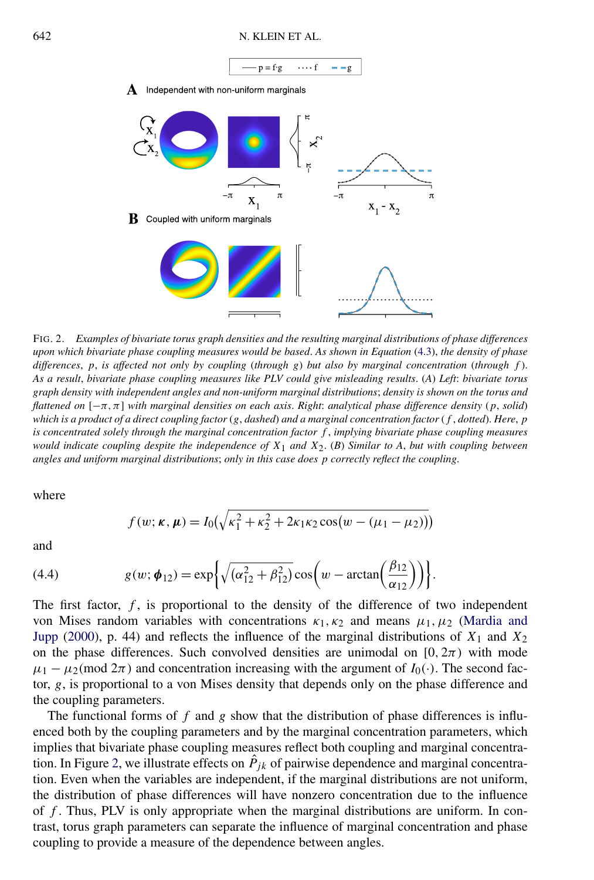FIG. 2. *Examples of bivariate torus graph densities and the resulting marginal distributions of phase differences upon which bivariate phase coupling measures would be based. As shown in Equation (4.3), the density of phase differences, p, is affected not only by coupling (through g) but also by marginal concentration (through f). As a result, bivariate phase coupling measures like PLV could give misleading results. (A) Left: bivariate torus graph density with independent angles and non-uniform marginal distributions; density is shown on the torus and flattened on $[-\pi, \pi]$ with marginal densities on each axis. Right: analytical phase difference density (p, solid) which is a product of a direct coupling factor (g, dashed) and a marginal concentration factor (f, dotted). Here, p is concentrated solely through the marginal concentration factor f, implying bivariate phase coupling measures would indicate coupling despite the independence of $X_1$ and $X_2$. (B) Similar to A, but with coupling between angles and uniform marginal distributions; only in this case does p correctly reflect the coupling.*

where

$$f(w; \boldsymbol{\kappa}, \boldsymbol{\mu}) = I_0\left(\sqrt{\kappa_1^2 + \kappa_2^2 + 2\kappa_1\kappa_2 \cos(w - (\mu_1 - \mu_2))}\right)$$

and

$$g(w; \boldsymbol{\phi}_{12}) = \exp\left\{\sqrt{(\alpha_{12}^2 + \beta_{12}^2)} \cos\left(w - \arctan\left(\frac{\beta_{12}}{\alpha_{12}}\right)\right)\right\}. \tag{4.4}$$

The first factor, $f$, is proportional to the density of the difference of two independent von Mises random variables with concentrations $\kappa_1, \kappa_2$ and means $\mu_1, \mu_2$ (Mardia and Jupp (2000), p. 44) and reflects the influence of the marginal distributions of $X_1$ and $X_2$ on the phase differences. Such convolved densities are unimodal on $[0, 2\pi)$ with mode $\mu_1 - \mu_2 (\text{mod } 2\pi)$ and concentration increasing with the argument of $I_0(\cdot)$. The second factor, $g$, is proportional to a von Mises density that depends only on the phase difference and the coupling parameters.

The functional forms of $f$ and $g$ show that the distribution of phase differences is influenced both by the coupling parameters and by the marginal concentration parameters, which implies that bivariate phase coupling measures reflect both coupling and marginal concentration. In Figure 2, we illustrate effects on $\hat{P}_{jk}$ of pairwise dependence and marginal concentration. Even when the variables are independent, if the marginal distributions are not uniform, the distribution of phase differences will have nonzero concentration due to the influence of $f$. Thus, PLV is only appropriate when the marginal distributions are uniform. In contrast, torus graph parameters can separate the influence of marginal concentration and phase coupling to provide a measure of the dependence between angles.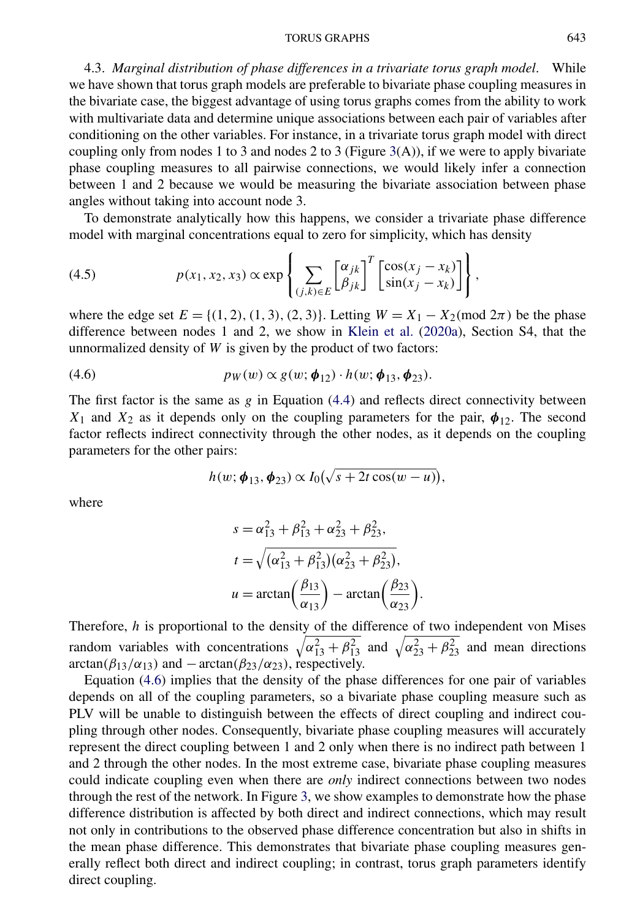### 4.3. *Marginal distribution of phase differences in a trivariate torus graph model.*

While we have shown that torus graph models are preferable to bivariate phase coupling measures in the bivariate case, the biggest advantage of using torus graphs comes from the ability to work with multivariate data and determine unique associations between each pair of variables after conditioning on the other variables. For instance, in a trivariate torus graph model with direct coupling only from nodes 1 to 3 and nodes 2 to 3 (Figure 3(A)), if we were to apply bivariate phase coupling measures to all pairwise connections, we would likely infer a connection between 1 and 2 because we would be measuring the bivariate association between phase angles without taking into account node 3.

To demonstrate analytically how this happens, we consider a trivariate phase difference model with marginal concentrations equal to zero for simplicity, which has density

$$p(x_1, x_2, x_3) \propto \exp\left\{ \sum_{(j,k)\in E} \begin{bmatrix} \alpha_{jk} \\ \beta_{jk} \end{bmatrix}^T \begin{bmatrix} \cos(x_j - x_k) \\ \sin(x_j - x_k) \end{bmatrix} \right\}, \tag{4.5}$$

where the edge set $E = \{(1, 2), (1, 3), (2, 3)\}$. Letting $W = X_1 - X_2 (\bmod 2\pi)$ be the phase difference between nodes 1 and 2, we show in Klein et al. (2020a), Section S4, that the unnormalized density of $W$ is given by the product of two factors:

$$p_W(w) \propto g(w; \boldsymbol{\phi}_{12}) \cdot h(w; \boldsymbol{\phi}_{13}, \boldsymbol{\phi}_{23}). \tag{4.6}$$

The first factor is the same as $g$ in Equation (4.4) and reflects direct connectivity between $X_1$ and $X_2$ as it depends only on the coupling parameters for the pair, $\boldsymbol{\phi}_{12}$. The second factor reflects indirect connectivity through the other nodes, as it depends on the coupling parameters for the other pairs:

$$h(w; \boldsymbol{\phi}_{13}, \boldsymbol{\phi}_{23}) \propto I_0\big(\sqrt{s + 2t\cos(w - u)}\big),$$

where

$$s = \alpha_{13}^2 + \beta_{13}^2 + \alpha_{23}^2 + \beta_{23}^2,$$

$$t = \sqrt{(\alpha_{13}^2 + \beta_{13}^2)(\alpha_{23}^2 + \beta_{23}^2)},$$

$$u = \arctan\left(\frac{\beta_{13}}{\alpha_{13}}\right) - \arctan\left(\frac{\beta_{23}}{\alpha_{23}}\right).$$

Therefore, $h$ is proportional to the density of the difference of two independent von Mises random variables with concentrations $\sqrt{\alpha_{13}^2 + \beta_{13}^2}$ and $\sqrt{\alpha_{23}^2 + \beta_{23}^2}$ and mean directions $\arctan(\beta_{13}/\alpha_{13})$ and $-\arctan(\beta_{23}/\alpha_{23})$, respectively.

Equation (4.6) implies that the density of the phase differences for one pair of variables depends on all of the coupling parameters, so a bivariate phase coupling measure such as PLV will be unable to distinguish between the effects of direct coupling and indirect coupling through other nodes. Consequently, bivariate phase coupling measures will accurately represent the direct coupling between 1 and 2 only when there is no indirect path between 1 and 2 through the other nodes. In the most extreme case, bivariate phase coupling measures could indicate coupling even when there are *only* indirect connections between two nodes through the rest of the network. In Figure 3, we show examples to demonstrate how the phase difference distribution is affected by both direct and indirect connections, which may result not only in contributions to the observed phase difference concentration but also in shifts in the mean phase difference. This demonstrates that bivariate phase coupling measures generally reflect both direct and indirect coupling; in contrast, torus graph parameters identify direct coupling.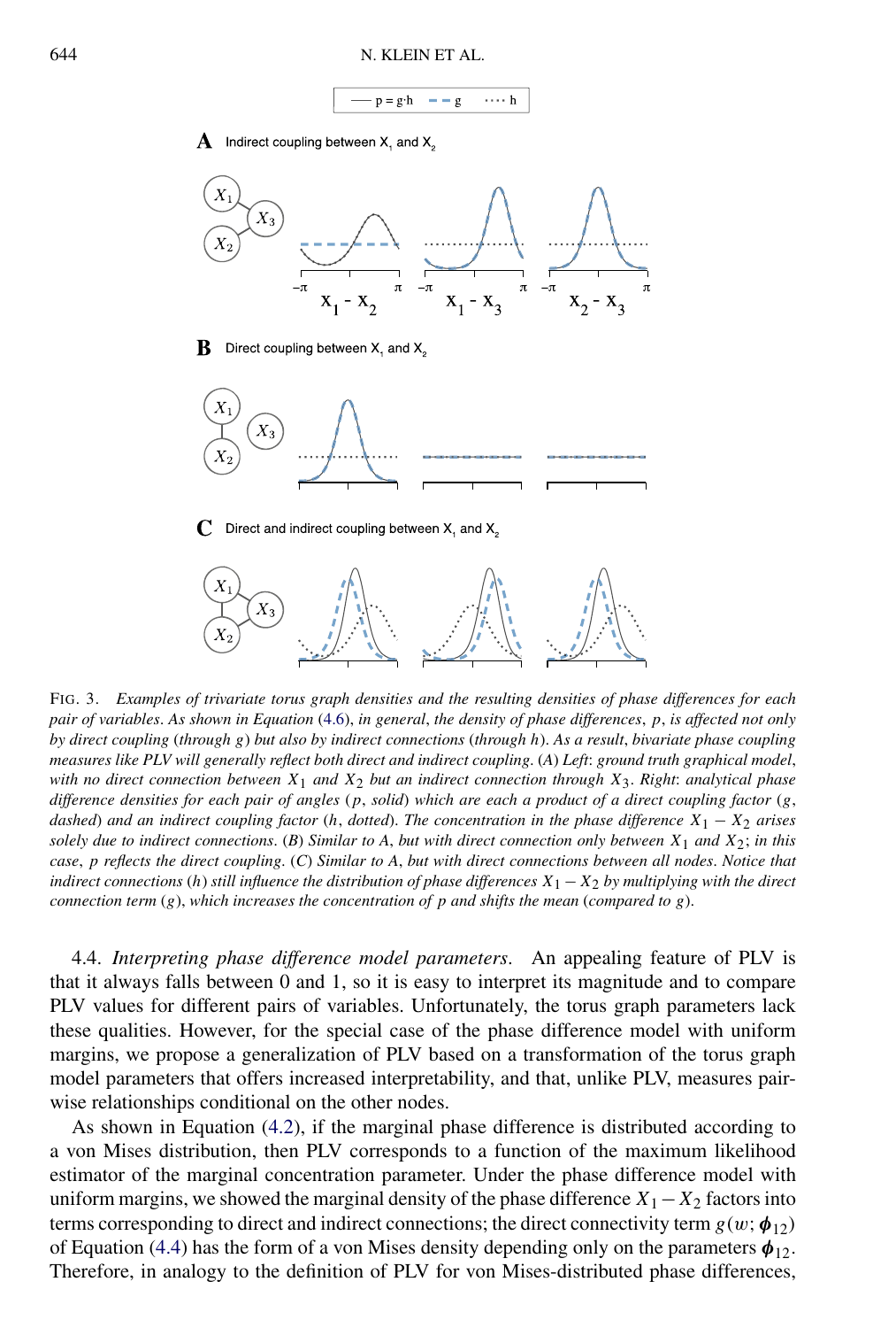FIG. 3. *Examples of trivariate torus graph densities and the resulting densities of phase differences for each pair of variables. As shown in Equation* (4.6), *in general, the density of phase differences, $p$, is affected not only by direct coupling* (*through $g$*) *but also by indirect connections* (*through $h$*). *As a result, bivariate phase coupling measures like PLV will generally reflect both direct and indirect coupling.* (*A*) *Left: ground truth graphical model, with no direct connection between $X_1$ and $X_2$ but an indirect connection through $X_3$. Right: analytical phase difference densities for each pair of angles* (*$p$, solid*) *which are each a product of a direct coupling factor* (*$g$, dashed*) *and an indirect coupling factor* (*$h$, dotted*). *The concentration in the phase difference $X_1 - X_2$ arises solely due to indirect connections.* (*B*) *Similar to A, but with direct connection only between $X_1$ and $X_2$; in this case, $p$ reflects the direct coupling.* (*C*) *Similar to A, but with direct connections between all nodes. Notice that indirect connections* (*$h$*) *still influence the distribution of phase differences $X_1 - X_2$ by multiplying with the direct connection term* (*$g$*), *which increases the concentration of $p$ and shifts the mean* (*compared to $g$*).

4.4. *Interpreting phase difference model parameters.* An appealing feature of PLV is that it always falls between 0 and 1, so it is easy to interpret its magnitude and to compare PLV values for different pairs of variables. Unfortunately, the torus graph parameters lack these qualities. However, for the special case of the phase difference model with uniform margins, we propose a generalization of PLV based on a transformation of the torus graph model parameters that offers increased interpretability, and that, unlike PLV, measures pairwise relationships conditional on the other nodes.

As shown in Equation (4.2), if the marginal phase difference is distributed according to a von Mises distribution, then PLV corresponds to a function of the maximum likelihood estimator of the marginal concentration parameter. Under the phase difference model with uniform margins, we showed the marginal density of the phase difference $X_1 - X_2$ factors into terms corresponding to direct and indirect connections; the direct connectivity term $g(w; \boldsymbol{\phi}_{12})$ of Equation (4.4) has the form of a von Mises density depending only on the parameters $\boldsymbol{\phi}_{12}$. Therefore, in analogy to the definition of PLV for von Mises-distributed phase differences,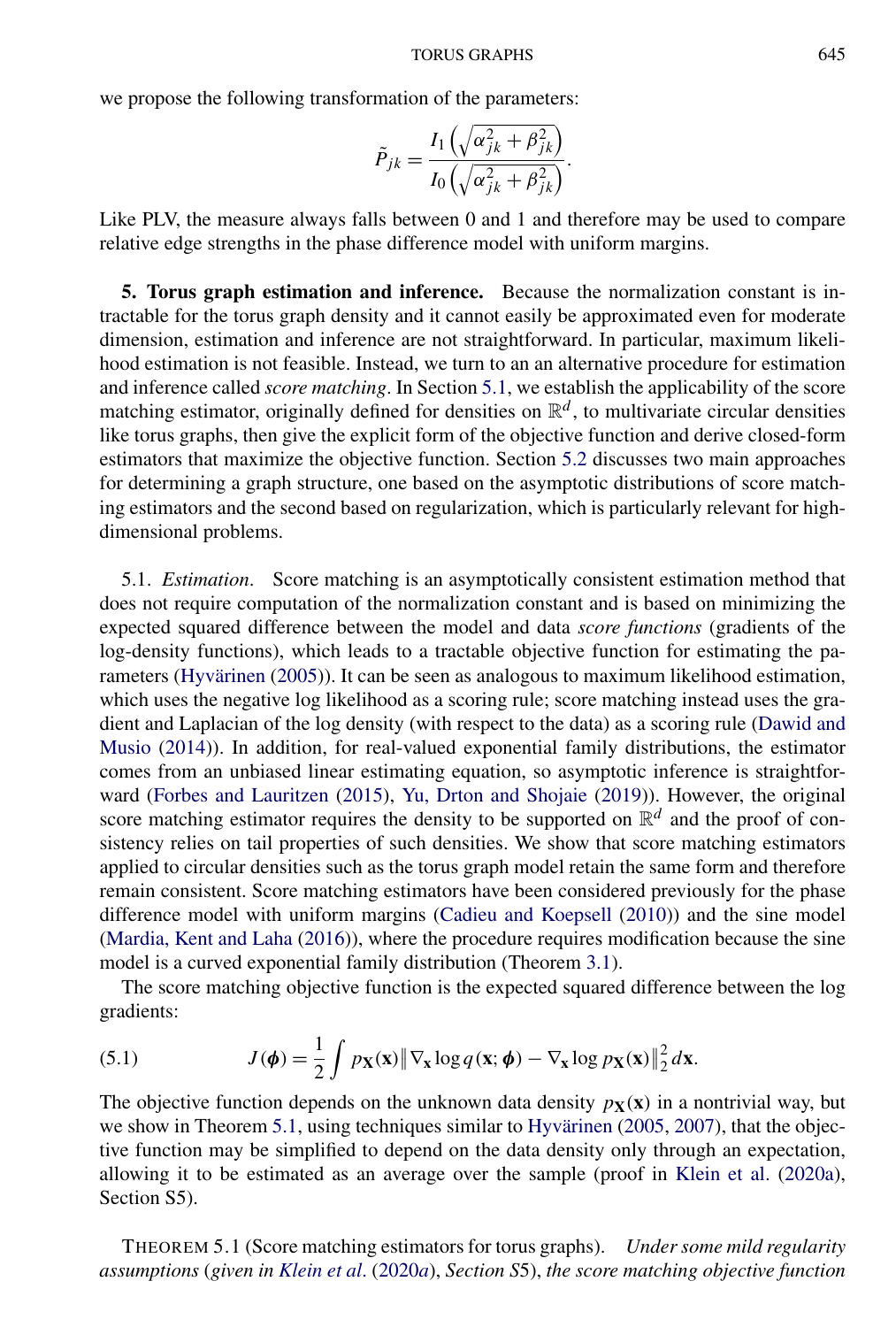we propose the following transformation of the parameters:

$$\tilde{P}_{jk} = \frac{I_1\left(\sqrt{\alpha_{jk}^2 + \beta_{jk}^2}\right)}{I_0\left(\sqrt{\alpha_{jk}^2 + \beta_{jk}^2}\right)}.$$

Like PLV, the measure always falls between 0 and 1 and therefore may be used to compare relative edge strengths in the phase difference model with uniform margins.

## 5. Torus graph estimation and inference.

Because the normalization constant is intractable for the torus graph density and it cannot easily be approximated even for moderate dimension, estimation and inference are not straightforward. In particular, maximum likelihood estimation is not feasible. Instead, we turn to an an alternative procedure for estimation and inference called *score matching*. In Section 5.1, we establish the applicability of the score matching estimator, originally defined for densities on $\mathbb{R}^d$, to multivariate circular densities like torus graphs, then give the explicit form of the objective function and derive closed-form estimators that maximize the objective function. Section 5.2 discusses two main approaches for determining a graph structure, one based on the asymptotic distributions of score matching estimators and the second based on regularization, which is particularly relevant for high-dimensional problems.

### 5.1. *Estimation*.

Score matching is an asymptotically consistent estimation method that does not require computation of the normalization constant and is based on minimizing the expected squared difference between the model and data *score functions* (gradients of the log-density functions), which leads to a tractable objective function for estimating the parameters (Hyvärinen (2005)). It can be seen as analogous to maximum likelihood estimation, which uses the negative log likelihood as a scoring rule; score matching instead uses the gradient and Laplacian of the log density (with respect to the data) as a scoring rule (Dawid and Musio (2014)). In addition, for real-valued exponential family distributions, the estimator comes from an unbiased linear estimating equation, so asymptotic inference is straightforward (Forbes and Lauritzen (2015), Yu, Drton and Shojaie (2019)). However, the original score matching estimator requires the density to be supported on $\mathbb{R}^d$ and the proof of consistency relies on tail properties of such densities. We show that score matching estimators applied to circular densities such as the torus graph model retain the same form and therefore remain consistent. Score matching estimators have been considered previously for the phase difference model with uniform margins (Cadieu and Koepsell (2010)) and the sine model (Mardia, Kent and Laha (2016)), where the procedure requires modification because the sine model is a curved exponential family distribution (Theorem 3.1).

The score matching objective function is the expected squared difference between the log gradients:

$$J(\boldsymbol{\phi}) = \frac{1}{2} \int p_{\mathbf{X}}(\mathbf{x}) \left\| \nabla_{\mathbf{x}} \log q(\mathbf{x}; \boldsymbol{\phi}) - \nabla_{\mathbf{x}} \log p_{\mathbf{X}}(\mathbf{x}) \right\|_2^2 d\mathbf{x}. \tag{5.1}$$

The objective function depends on the unknown data density $p_{\mathbf{X}}(\mathbf{x})$ in a nontrivial way, but we show in Theorem 5.1, using techniques similar to Hyvärinen (2005, 2007), that the objective function may be simplified to depend on the data density only through an expectation, allowing it to be estimated as an average over the sample (proof in Klein et al. (2020a), Section S5).

THEOREM 5.1 (Score matching estimators for torus graphs). *Under some mild regularity assumptions* (*given in Klein et al*. (2020*a*), *Section S*5), *the score matching objective function*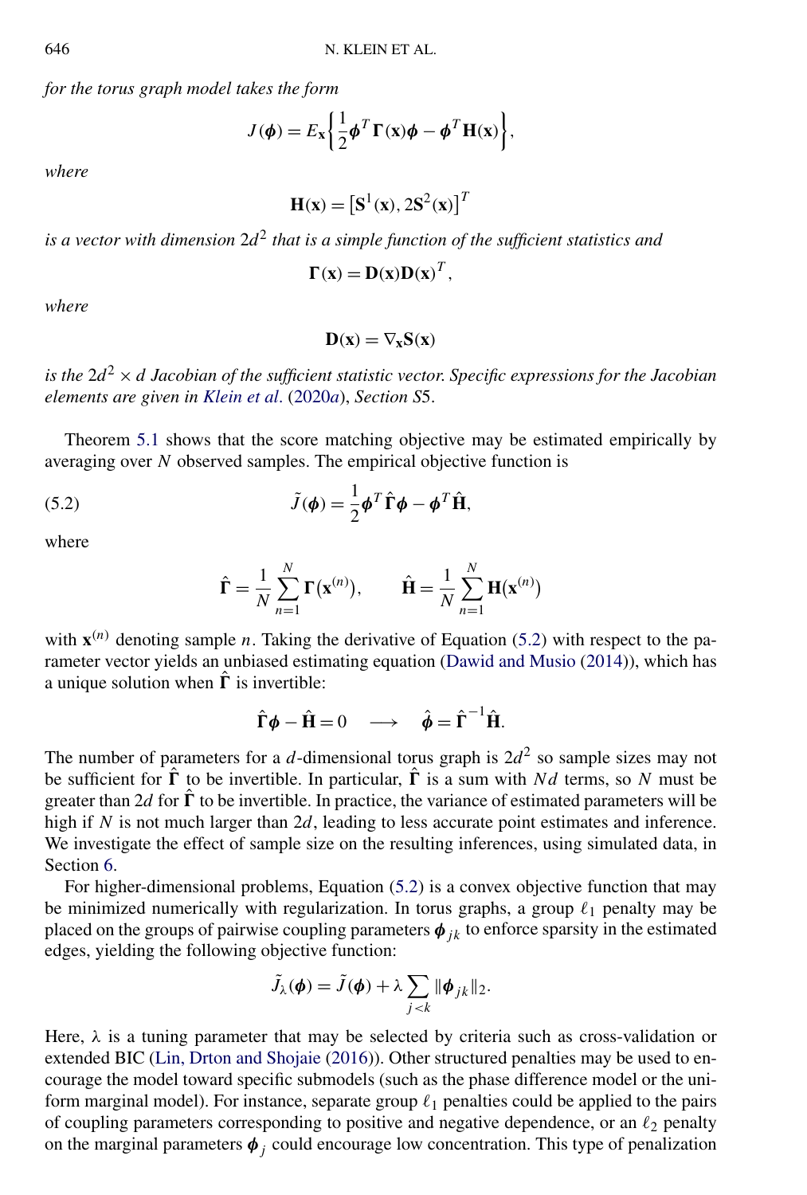*for the torus graph model takes the form*

$$J(\boldsymbol{\phi}) = E_{\mathbf{x}}\left\{\frac{1}{2}\boldsymbol{\phi}^T \boldsymbol{\Gamma}(\mathbf{x})\boldsymbol{\phi} - \boldsymbol{\phi}^T \mathbf{H}(\mathbf{x})\right\},$$

*where*

$$\mathbf{H}(\mathbf{x}) = \left[\mathbf{S}^1(\mathbf{x}), 2\mathbf{S}^2(\mathbf{x})\right]^T$$

*is a vector with dimension* $2d^2$ *that is a simple function of the sufficient statistics and*

$$\boldsymbol{\Gamma}(\mathbf{x}) = \mathbf{D}(\mathbf{x})\mathbf{D}(\mathbf{x})^T,$$

*where*

$$\mathbf{D}(\mathbf{x}) = \nabla_{\mathbf{x}}\mathbf{S}(\mathbf{x})$$

*is the* $2d^2 \times d$ *Jacobian of the sufficient statistic vector. Specific expressions for the Jacobian elements are given in Klein et al. (2020a), Section S5.*

Theorem 5.1 shows that the score matching objective may be estimated empirically by averaging over $N$ observed samples. The empirical objective function is

$$\tilde{J}(\boldsymbol{\phi}) = \frac{1}{2}\boldsymbol{\phi}^T \hat{\boldsymbol{\Gamma}}\boldsymbol{\phi} - \boldsymbol{\phi}^T \hat{\mathbf{H}}, \tag{5.2}$$

where

$$\hat{\boldsymbol{\Gamma}} = \frac{1}{N}\sum_{n=1}^{N}\boldsymbol{\Gamma}(\mathbf{x}^{(n)}), \qquad \hat{\mathbf{H}} = \frac{1}{N}\sum_{n=1}^{N}\mathbf{H}(\mathbf{x}^{(n)})$$

with $\mathbf{x}^{(n)}$ denoting sample $n$. Taking the derivative of Equation (5.2) with respect to the parameter vector yields an unbiased estimating equation (Dawid and Musio (2014)), which has a unique solution when $\hat{\boldsymbol{\Gamma}}$ is invertible:

$$\hat{\boldsymbol{\Gamma}}\boldsymbol{\phi} - \hat{\mathbf{H}} = 0 \quad \longrightarrow \quad \hat{\boldsymbol{\phi}} = \hat{\boldsymbol{\Gamma}}^{-1}\hat{\mathbf{H}}.$$

The number of parameters for a $d$-dimensional torus graph is $2d^2$ so sample sizes may not be sufficient for $\hat{\boldsymbol{\Gamma}}$ to be invertible. In particular, $\hat{\boldsymbol{\Gamma}}$ is a sum with $Nd$ terms, so $N$ must be greater than $2d$ for $\hat{\boldsymbol{\Gamma}}$ to be invertible. In practice, the variance of estimated parameters will be high if $N$ is not much larger than $2d$, leading to less accurate point estimates and inference. We investigate the effect of sample size on the resulting inferences, using simulated data, in Section 6.

For higher-dimensional problems, Equation (5.2) is a convex objective function that may be minimized numerically with regularization. In torus graphs, a group $\ell_1$ penalty may be placed on the groups of pairwise coupling parameters $\boldsymbol{\phi}_{jk}$ to enforce sparsity in the estimated edges, yielding the following objective function:

$$\tilde{J}_{\lambda}(\boldsymbol{\phi}) = \tilde{J}(\boldsymbol{\phi}) + \lambda\sum_{j<k}\|\boldsymbol{\phi}_{jk}\|_2.$$

Here, $\lambda$ is a tuning parameter that may be selected by criteria such as cross-validation or extended BIC (Lin, Drton and Shojaie (2016)). Other structured penalties may be used to encourage the model toward specific submodels (such as the phase difference model or the uniform marginal model). For instance, separate group $\ell_1$ penalties could be applied to the pairs of coupling parameters corresponding to positive and negative dependence, or an $\ell_2$ penalty on the marginal parameters $\boldsymbol{\phi}_j$ could encourage low concentration. This type of penalization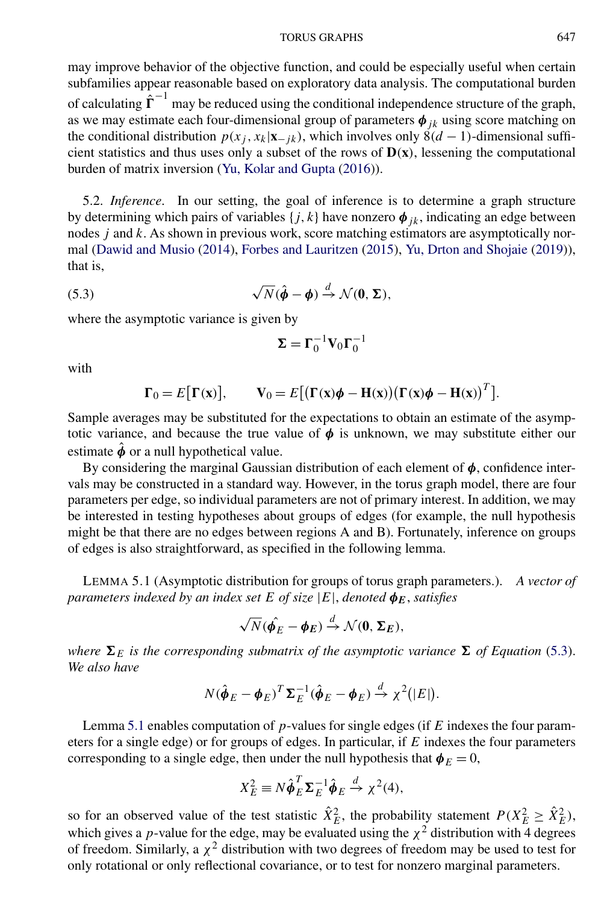may improve behavior of the objective function, and could be especially useful when certain subfamilies appear reasonable based on exploratory data analysis. The computational burden of calculating $\hat{\boldsymbol{\Gamma}}^{-1}$ may be reduced using the conditional independence structure of the graph, as we may estimate each four-dimensional group of parameters $\boldsymbol{\phi}_{jk}$ using score matching on the conditional distribution $p(x_j, x_k|\mathbf{x}_{-jk})$, which involves only $8(d-1)$-dimensional sufficient statistics and thus uses only a subset of the rows of $\mathbf{D}(\mathbf{x})$, lessening the computational burden of matrix inversion (Yu, Kolar and Gupta (2016)).

5.2. *Inference*. In our setting, the goal of inference is to determine a graph structure by determining which pairs of variables $\{j, k\}$ have nonzero $\boldsymbol{\phi}_{jk}$, indicating an edge between nodes $j$ and $k$. As shown in previous work, score matching estimators are asymptotically normal (Dawid and Musio (2014), Forbes and Lauritzen (2015), Yu, Drton and Shojaie (2019)), that is,

$$\sqrt{N}(\hat{\boldsymbol{\phi}} - \boldsymbol{\phi}) \xrightarrow{d} \mathcal{N}(\mathbf{0}, \boldsymbol{\Sigma}), \tag{5.3}$$

where the asymptotic variance is given by

$$\boldsymbol{\Sigma} = \boldsymbol{\Gamma}_0^{-1}\mathbf{V}_0\boldsymbol{\Gamma}_0^{-1}$$

with

$$\boldsymbol{\Gamma}_0 = E[\boldsymbol{\Gamma}(\mathbf{x})], \qquad \mathbf{V}_0 = E[(\boldsymbol{\Gamma}(\mathbf{x})\boldsymbol{\phi} - \mathbf{H}(\mathbf{x}))(\boldsymbol{\Gamma}(\mathbf{x})\boldsymbol{\phi} - \mathbf{H}(\mathbf{x}))^T].$$

Sample averages may be substituted for the expectations to obtain an estimate of the asymptotic variance, and because the true value of $\boldsymbol{\phi}$ is unknown, we may substitute either our estimate $\hat{\boldsymbol{\phi}}$ or a null hypothetical value.

By considering the marginal Gaussian distribution of each element of $\boldsymbol{\phi}$, confidence intervals may be constructed in a standard way. However, in the torus graph model, there are four parameters per edge, so individual parameters are not of primary interest. In addition, we may be interested in testing hypotheses about groups of edges (for example, the null hypothesis might be that there are no edges between regions A and B). Fortunately, inference on groups of edges is also straightforward, as specified in the following lemma.

LEMMA 5.1 (Asymptotic distribution for groups of torus graph parameters.). *A vector of parameters indexed by an index set $E$ of size $|E|$, denoted $\boldsymbol{\phi}_E$, satisfies*

$$\sqrt{N}(\hat{\boldsymbol{\phi}_E} - \boldsymbol{\phi}_E) \xrightarrow{d} \mathcal{N}(\mathbf{0}, \boldsymbol{\Sigma}_E),$$

*where $\boldsymbol{\Sigma}_E$ is the corresponding submatrix of the asymptotic variance $\boldsymbol{\Sigma}$ of Equation (5.3). We also have*

$$N(\hat{\boldsymbol{\phi}}_E - \boldsymbol{\phi}_E)^T\boldsymbol{\Sigma}_E^{-1}(\hat{\boldsymbol{\phi}}_E - \boldsymbol{\phi}_E) \xrightarrow{d} \chi^2(|E|).$$

Lemma 5.1 enables computation of $p$-values for single edges (if $E$ indexes the four parameters for a single edge) or for groups of edges. In particular, if $E$ indexes the four parameters corresponding to a single edge, then under the null hypothesis that $\boldsymbol{\phi}_E = 0$,

$$X_E^2 \equiv N\hat{\boldsymbol{\phi}}_E^T\boldsymbol{\Sigma}_E^{-1}\hat{\boldsymbol{\phi}}_E \xrightarrow{d} \chi^2(4),$$

so for an observed value of the test statistic $\hat{X}_E^2$, the probability statement $P(X_E^2 \geq \hat{X}_E^2)$, which gives a $p$-value for the edge, may be evaluated using the $\chi^2$ distribution with 4 degrees of freedom. Similarly, a $\chi^2$ distribution with two degrees of freedom may be used to test for only rotational or only reflectional covariance, or to test for nonzero marginal parameters.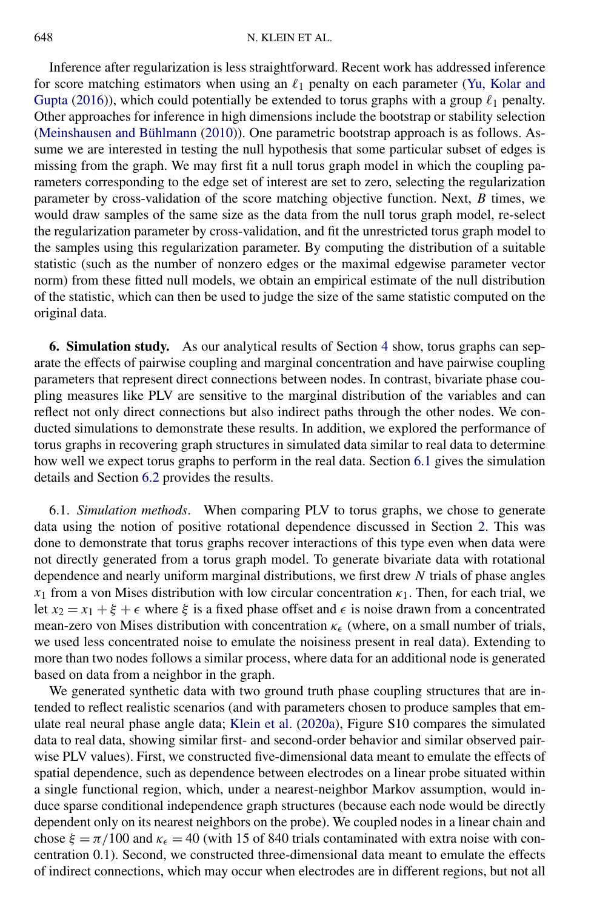Inference after regularization is less straightforward. Recent work has addressed inference for score matching estimators when using an $\ell_1$ penalty on each parameter (Yu, Kolar and Gupta (2016)), which could potentially be extended to torus graphs with a group $\ell_1$ penalty. Other approaches for inference in high dimensions include the bootstrap or stability selection (Meinshausen and Bühlmann (2010)). One parametric bootstrap approach is as follows. Assume we are interested in testing the null hypothesis that some particular subset of edges is missing from the graph. We may first fit a null torus graph model in which the coupling parameters corresponding to the edge set of interest are set to zero, selecting the regularization parameter by cross-validation of the score matching objective function. Next, $B$ times, we would draw samples of the same size as the data from the null torus graph model, re-select the regularization parameter by cross-validation, and fit the unrestricted torus graph model to the samples using this regularization parameter. By computing the distribution of a suitable statistic (such as the number of nonzero edges or the maximal edgewise parameter vector norm) from these fitted null models, we obtain an empirical estimate of the null distribution of the statistic, which can then be used to judge the size of the same statistic computed on the original data.

## 6. Simulation study.

As our analytical results of Section 4 show, torus graphs can separate the effects of pairwise coupling and marginal concentration and have pairwise coupling parameters that represent direct connections between nodes. In contrast, bivariate phase coupling measures like PLV are sensitive to the marginal distribution of the variables and can reflect not only direct connections but also indirect paths through the other nodes. We conducted simulations to demonstrate these results. In addition, we explored the performance of torus graphs in recovering graph structures in simulated data similar to real data to determine how well we expect torus graphs to perform in the real data. Section 6.1 gives the simulation details and Section 6.2 provides the results.

### 6.1. *Simulation methods*.

When comparing PLV to torus graphs, we chose to generate data using the notion of positive rotational dependence discussed in Section 2. This was done to demonstrate that torus graphs recover interactions of this type even when data were not directly generated from a torus graph model. To generate bivariate data with rotational dependence and nearly uniform marginal distributions, we first drew $N$ trials of phase angles $x_1$ from a von Mises distribution with low circular concentration $\kappa_1$. Then, for each trial, we let $x_2 = x_1 + \xi + \epsilon$ where $\xi$ is a fixed phase offset and $\epsilon$ is noise drawn from a concentrated mean-zero von Mises distribution with concentration $\kappa_\epsilon$ (where, on a small number of trials, we used less concentrated noise to emulate the noisiness present in real data). Extending to more than two nodes follows a similar process, where data for an additional node is generated based on data from a neighbor in the graph.

We generated synthetic data with two ground truth phase coupling structures that are intended to reflect realistic scenarios (and with parameters chosen to produce samples that emulate real neural phase angle data; Klein et al. (2020a), Figure S10 compares the simulated data to real data, showing similar first- and second-order behavior and similar observed pairwise PLV values). First, we constructed five-dimensional data meant to emulate the effects of spatial dependence, such as dependence between electrodes on a linear probe situated within a single functional region, which, under a nearest-neighbor Markov assumption, would induce sparse conditional independence graph structures (because each node would be directly dependent only on its nearest neighbors on the probe). We coupled nodes in a linear chain and chose $\xi = \pi/100$ and $\kappa_\epsilon = 40$ (with 15 of 840 trials contaminated with extra noise with concentration 0.1). Second, we constructed three-dimensional data meant to emulate the effects of indirect connections, which may occur when electrodes are in different regions, but not all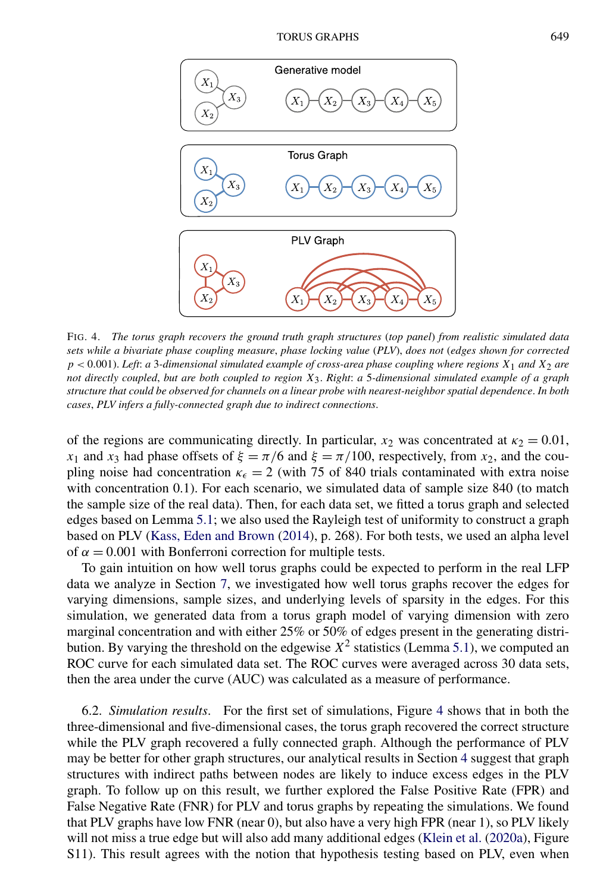FIG. 4. *The torus graph recovers the ground truth graph structures* (*top panel*) *from realistic simulated data sets while a bivariate phase coupling measure, phase locking value* (*PLV*), *does not* (*edges shown for corrected* $p < 0.001$). *Left*: *a 3-dimensional simulated example of cross-area phase coupling where regions* $X_1$ *and* $X_2$ *are not directly coupled, but are both coupled to region* $X_3$. *Right*: *a 5-dimensional simulated example of a graph structure that could be observed for channels on a linear probe with nearest-neighbor spatial dependence*. *In both cases*, *PLV infers a fully-connected graph due to indirect connections*.

of the regions are communicating directly. In particular, $x_2$ was concentrated at $\kappa_2 = 0.01$, $x_1$ and $x_3$ had phase offsets of $\xi = \pi/6$ and $\xi = \pi/100$, respectively, from $x_2$, and the coupling noise had concentration $\kappa_\epsilon = 2$ (with 75 of 840 trials contaminated with extra noise with concentration 0.1). For each scenario, we simulated data of sample size 840 (to match the sample size of the real data). Then, for each data set, we fitted a torus graph and selected edges based on Lemma 5.1; we also used the Rayleigh test of uniformity to construct a graph based on PLV (Kass, Eden and Brown (2014), p. 268). For both tests, we used an alpha level of $\alpha = 0.001$ with Bonferroni correction for multiple tests.

To gain intuition on how well torus graphs could be expected to perform in the real LFP data we analyze in Section 7, we investigated how well torus graphs recover the edges for varying dimensions, sample sizes, and underlying levels of sparsity in the edges. For this simulation, we generated data from a torus graph model of varying dimension with zero marginal concentration and with either 25% or 50% of edges present in the generating distribution. By varying the threshold on the edgewise $X^2$ statistics (Lemma 5.1), we computed an ROC curve for each simulated data set. The ROC curves were averaged across 30 data sets, then the area under the curve (AUC) was calculated as a measure of performance.

6.2. *Simulation results*. For the first set of simulations, Figure 4 shows that in both the three-dimensional and five-dimensional cases, the torus graph recovered the correct structure while the PLV graph recovered a fully connected graph. Although the performance of PLV may be better for other graph structures, our analytical results in Section 4 suggest that graph structures with indirect paths between nodes are likely to induce excess edges in the PLV graph. To follow up on this result, we further explored the False Positive Rate (FPR) and False Negative Rate (FNR) for PLV and torus graphs by repeating the simulations. We found that PLV graphs have low FNR (near 0), but also have a very high FPR (near 1), so PLV likely will not miss a true edge but will also add many additional edges (Klein et al. (2020a), Figure S11). This result agrees with the notion that hypothesis testing based on PLV, even when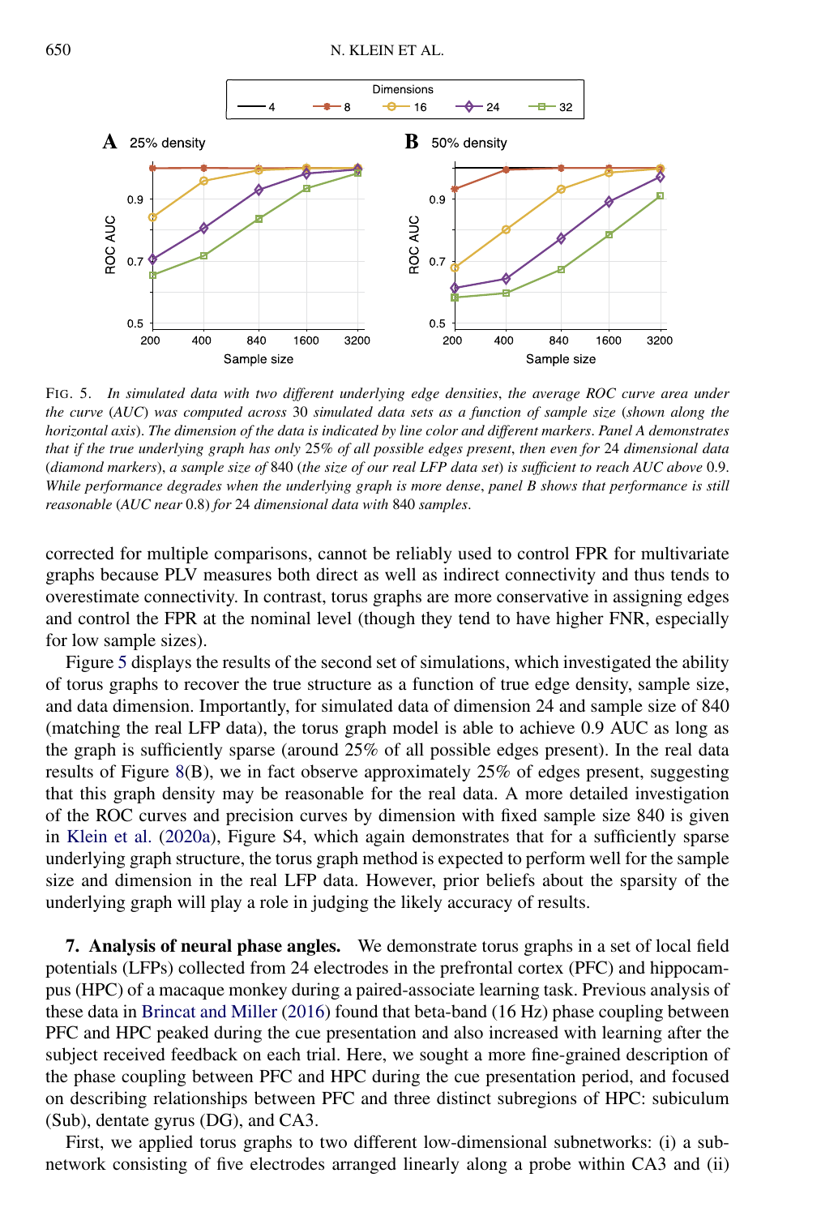FIG. 5. *In simulated data with two different underlying edge densities, the average ROC curve area under the curve* (*AUC*) *was computed across* 30 *simulated data sets as a function of sample size* (*shown along the horizontal axis*). *The dimension of the data is indicated by line color and different markers. Panel A demonstrates that if the true underlying graph has only* 25% *of all possible edges present, then even for* 24 *dimensional data* (*diamond markers*), *a sample size of* 840 (*the size of our real LFP data set*) *is sufficient to reach AUC above* 0.9. *While performance degrades when the underlying graph is more dense, panel B shows that performance is still reasonable* (*AUC near* 0.8) *for* 24 *dimensional data with* 840 *samples*.

corrected for multiple comparisons, cannot be reliably used to control FPR for multivariate graphs because PLV measures both direct as well as indirect connectivity and thus tends to overestimate connectivity. In contrast, torus graphs are more conservative in assigning edges and control the FPR at the nominal level (though they tend to have higher FNR, especially for low sample sizes).

Figure 5 displays the results of the second set of simulations, which investigated the ability of torus graphs to recover the true structure as a function of true edge density, sample size, and data dimension. Importantly, for simulated data of dimension 24 and sample size of 840 (matching the real LFP data), the torus graph model is able to achieve 0.9 AUC as long as the graph is sufficiently sparse (around 25% of all possible edges present). In the real data results of Figure 8(B), we in fact observe approximately 25% of edges present, suggesting that this graph density may be reasonable for the real data. A more detailed investigation of the ROC curves and precision curves by dimension with fixed sample size 840 is given in Klein et al. (2020a), Figure S4, which again demonstrates that for a sufficiently sparse underlying graph structure, the torus graph method is expected to perform well for the sample size and dimension in the real LFP data. However, prior beliefs about the sparsity of the underlying graph will play a role in judging the likely accuracy of results.

## 7. Analysis of neural phase angles.

We demonstrate torus graphs in a set of local field potentials (LFPs) collected from 24 electrodes in the prefrontal cortex (PFC) and hippocampus (HPC) of a macaque monkey during a paired-associate learning task. Previous analysis of these data in Brincat and Miller (2016) found that beta-band (16 Hz) phase coupling between PFC and HPC peaked during the cue presentation and also increased with learning after the subject received feedback on each trial. Here, we sought a more fine-grained description of the phase coupling between PFC and HPC during the cue presentation period, and focused on describing relationships between PFC and three distinct subregions of HPC: subiculum (Sub), dentate gyrus (DG), and CA3.

First, we applied torus graphs to two different low-dimensional subnetworks: (i) a subnetwork consisting of five electrodes arranged linearly along a probe within CA3 and (ii)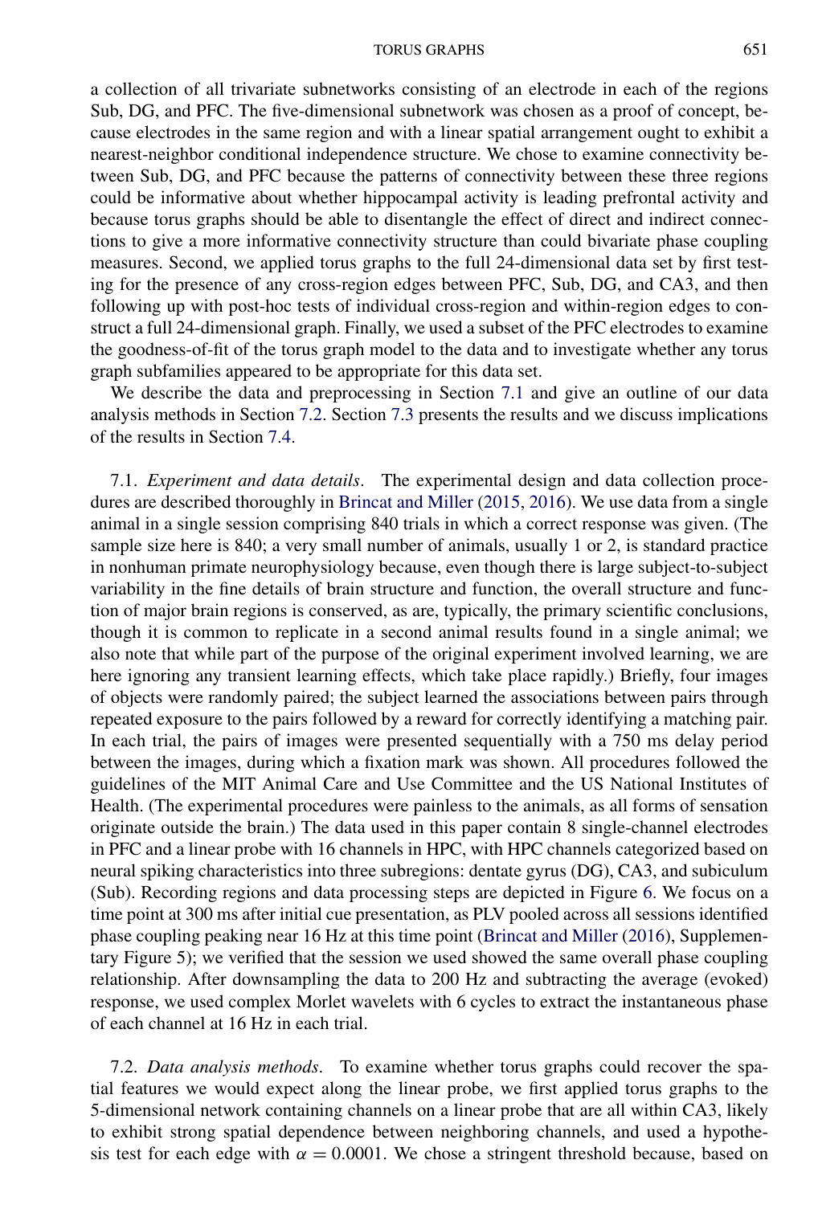a collection of all trivariate subnetworks consisting of an electrode in each of the regions Sub, DG, and PFC. The five-dimensional subnetwork was chosen as a proof of concept, because electrodes in the same region and with a linear spatial arrangement ought to exhibit a nearest-neighbor conditional independence structure. We chose to examine connectivity between Sub, DG, and PFC because the patterns of connectivity between these three regions could be informative about whether hippocampal activity is leading prefrontal activity and because torus graphs should be able to disentangle the effect of direct and indirect connections to give a more informative connectivity structure than could bivariate phase coupling measures. Second, we applied torus graphs to the full 24-dimensional data set by first testing for the presence of any cross-region edges between PFC, Sub, DG, and CA3, and then following up with post-hoc tests of individual cross-region and within-region edges to construct a full 24-dimensional graph. Finally, we used a subset of the PFC electrodes to examine the goodness-of-fit of the torus graph model to the data and to investigate whether any torus graph subfamilies appeared to be appropriate for this data set.

We describe the data and preprocessing in Section 7.1 and give an outline of our data analysis methods in Section 7.2. Section 7.3 presents the results and we discuss implications of the results in Section 7.4.

7.1. *Experiment and data details*. The experimental design and data collection procedures are described thoroughly in Brincat and Miller (2015, 2016). We use data from a single animal in a single session comprising 840 trials in which a correct response was given. (The sample size here is 840; a very small number of animals, usually 1 or 2, is standard practice in nonhuman primate neurophysiology because, even though there is large subject-to-subject variability in the fine details of brain structure and function, the overall structure and function of major brain regions is conserved, as are, typically, the primary scientific conclusions, though it is common to replicate in a second animal results found in a single animal; we also note that while part of the purpose of the original experiment involved learning, we are here ignoring any transient learning effects, which take place rapidly.) Briefly, four images of objects were randomly paired; the subject learned the associations between pairs through repeated exposure to the pairs followed by a reward for correctly identifying a matching pair. In each trial, the pairs of images were presented sequentially with a 750 ms delay period between the images, during which a fixation mark was shown. All procedures followed the guidelines of the MIT Animal Care and Use Committee and the US National Institutes of Health. (The experimental procedures were painless to the animals, as all forms of sensation originate outside the brain.) The data used in this paper contain 8 single-channel electrodes in PFC and a linear probe with 16 channels in HPC, with HPC channels categorized based on neural spiking characteristics into three subregions: dentate gyrus (DG), CA3, and subiculum (Sub). Recording regions and data processing steps are depicted in Figure 6. We focus on a time point at 300 ms after initial cue presentation, as PLV pooled across all sessions identified phase coupling peaking near 16 Hz at this time point (Brincat and Miller (2016), Supplementary Figure 5); we verified that the session we used showed the same overall phase coupling relationship. After downsampling the data to 200 Hz and subtracting the average (evoked) response, we used complex Morlet wavelets with 6 cycles to extract the instantaneous phase of each channel at 16 Hz in each trial.

7.2. *Data analysis methods*. To examine whether torus graphs could recover the spatial features we would expect along the linear probe, we first applied torus graphs to the 5-dimensional network containing channels on a linear probe that are all within CA3, likely to exhibit strong spatial dependence between neighboring channels, and used a hypothesis test for each edge with $\alpha = 0.0001$. We chose a stringent threshold because, based on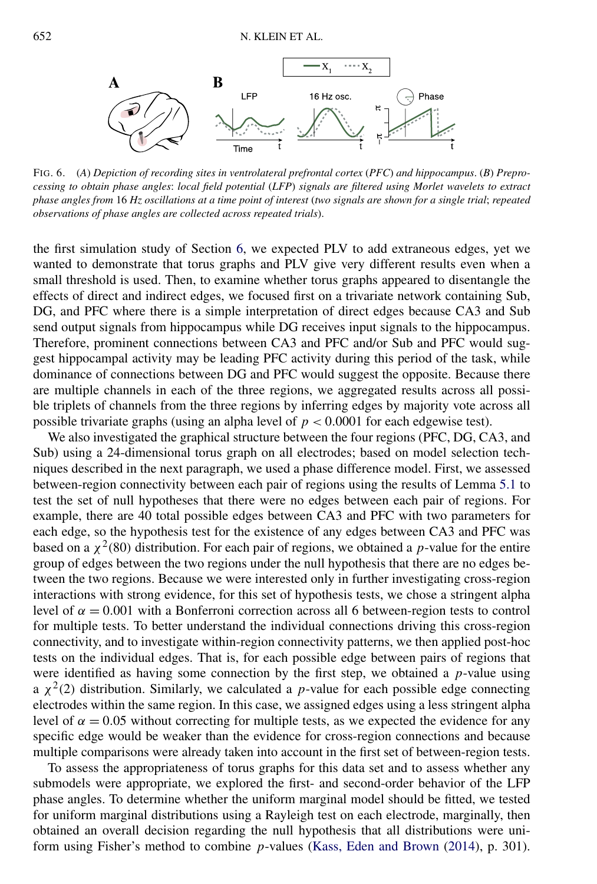FIG. 6. (*A*) *Depiction of recording sites in ventrolateral prefrontal cortex* (*PFC*) *and hippocampus*. (*B*) *Preprocessing to obtain phase angles*: *local field potential* (*LFP*) *signals are filtered using Morlet wavelets to extract phase angles from* 16 *Hz oscillations at a time point of interest* (*two signals are shown for a single trial*; *repeated observations of phase angles are collected across repeated trials*).

the first simulation study of Section 6, we expected PLV to add extraneous edges, yet we wanted to demonstrate that torus graphs and PLV give very different results even when a small threshold is used. Then, to examine whether torus graphs appeared to disentangle the effects of direct and indirect edges, we focused first on a trivariate network containing Sub, DG, and PFC where there is a simple interpretation of direct edges because CA3 and Sub send output signals from hippocampus while DG receives input signals to the hippocampus. Therefore, prominent connections between CA3 and PFC and/or Sub and PFC would suggest hippocampal activity may be leading PFC activity during this period of the task, while dominance of connections between DG and PFC would suggest the opposite. Because there are multiple channels in each of the three regions, we aggregated results across all possible triplets of channels from the three regions by inferring edges by majority vote across all possible trivariate graphs (using an alpha level of $p < 0.0001$ for each edgewise test).

We also investigated the graphical structure between the four regions (PFC, DG, CA3, and Sub) using a 24-dimensional torus graph on all electrodes; based on model selection techniques described in the next paragraph, we used a phase difference model. First, we assessed between-region connectivity between each pair of regions using the results of Lemma 5.1 to test the set of null hypotheses that there were no edges between each pair of regions. For example, there are 40 total possible edges between CA3 and PFC with two parameters for each edge, so the hypothesis test for the existence of any edges between CA3 and PFC was based on a $\chi^2(80)$ distribution. For each pair of regions, we obtained a $p$-value for the entire group of edges between the two regions under the null hypothesis that there are no edges between the two regions. Because we were interested only in further investigating cross-region interactions with strong evidence, for this set of hypothesis tests, we chose a stringent alpha level of $\alpha = 0.001$ with a Bonferroni correction across all 6 between-region tests to control for multiple tests. To better understand the individual connections driving this cross-region connectivity, and to investigate within-region connectivity patterns, we then applied post-hoc tests on the individual edges. That is, for each possible edge between pairs of regions that were identified as having some connection by the first step, we obtained a $p$-value using a $\chi^2(2)$ distribution. Similarly, we calculated a $p$-value for each possible edge connecting electrodes within the same region. In this case, we assigned edges using a less stringent alpha level of $\alpha = 0.05$ without correcting for multiple tests, as we expected the evidence for any specific edge would be weaker than the evidence for cross-region connections and because multiple comparisons were already taken into account in the first set of between-region tests.

To assess the appropriateness of torus graphs for this data set and to assess whether any submodels were appropriate, we explored the first- and second-order behavior of the LFP phase angles. To determine whether the uniform marginal model should be fitted, we tested for uniform marginal distributions using a Rayleigh test on each electrode, marginally, then obtained an overall decision regarding the null hypothesis that all distributions were uniform using Fisher's method to combine $p$-values (Kass, Eden and Brown (2014), p. 301).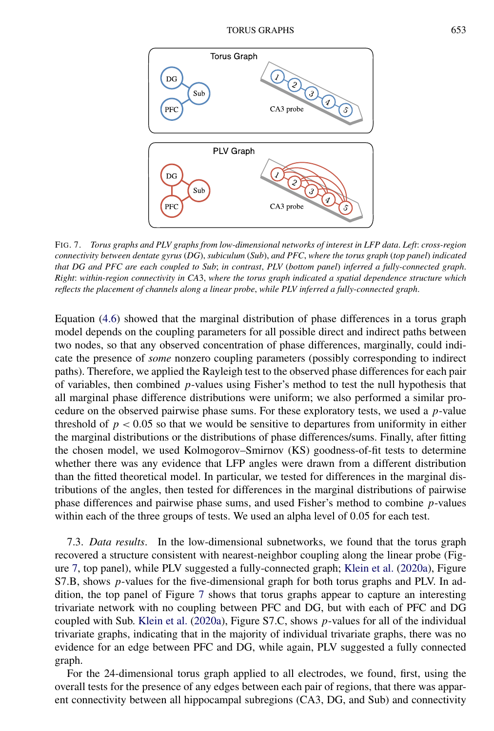FIG. 7. *Torus graphs and PLV graphs from low-dimensional networks of interest in LFP data*. *Left*: *cross-region connectivity between dentate gyrus* (*DG*), *subiculum* (*Sub*), *and PFC*, *where the torus graph* (*top panel*) *indicated that DG and PFC are each coupled to Sub*; *in contrast*, *PLV* (*bottom panel*) *inferred a fully-connected graph*. *Right*: *within-region connectivity in CA*3, *where the torus graph indicated a spatial dependence structure which reflects the placement of channels along a linear probe*, *while PLV inferred a fully-connected graph*.

Equation (4.6) showed that the marginal distribution of phase differences in a torus graph model depends on the coupling parameters for all possible direct and indirect paths between two nodes, so that any observed concentration of phase differences, marginally, could indicate the presence of *some* nonzero coupling parameters (possibly corresponding to indirect paths). Therefore, we applied the Rayleigh test to the observed phase differences for each pair of variables, then combined $p$-values using Fisher's method to test the null hypothesis that all marginal phase difference distributions were uniform; we also performed a similar procedure on the observed pairwise phase sums. For these exploratory tests, we used a $p$-value threshold of $p < 0.05$ so that we would be sensitive to departures from uniformity in either the marginal distributions or the distributions of phase differences/sums. Finally, after fitting the chosen model, we used Kolmogorov–Smirnov (KS) goodness-of-fit tests to determine whether there was any evidence that LFP angles were drawn from a different distribution than the fitted theoretical model. In particular, we tested for differences in the marginal distributions of the angles, then tested for differences in the marginal distributions of pairwise phase differences and pairwise phase sums, and used Fisher's method to combine $p$-values within each of the three groups of tests. We used an alpha level of 0.05 for each test.

7.3. *Data results*. In the low-dimensional subnetworks, we found that the torus graph recovered a structure consistent with nearest-neighbor coupling along the linear probe (Figure 7, top panel), while PLV suggested a fully-connected graph; Klein et al. (2020a), Figure S7.B, shows $p$-values for the five-dimensional graph for both torus graphs and PLV. In addition, the top panel of Figure 7 shows that torus graphs appear to capture an interesting trivariate network with no coupling between PFC and DG, but with each of PFC and DG coupled with Sub. Klein et al. (2020a), Figure S7.C, shows $p$-values for all of the individual trivariate graphs, indicating that in the majority of individual trivariate graphs, there was no evidence for an edge between PFC and DG, while again, PLV suggested a fully connected graph.

For the 24-dimensional torus graph applied to all electrodes, we found, first, using the overall tests for the presence of any edges between each pair of regions, that there was apparent connectivity between all hippocampal subregions (CA3, DG, and Sub) and connectivity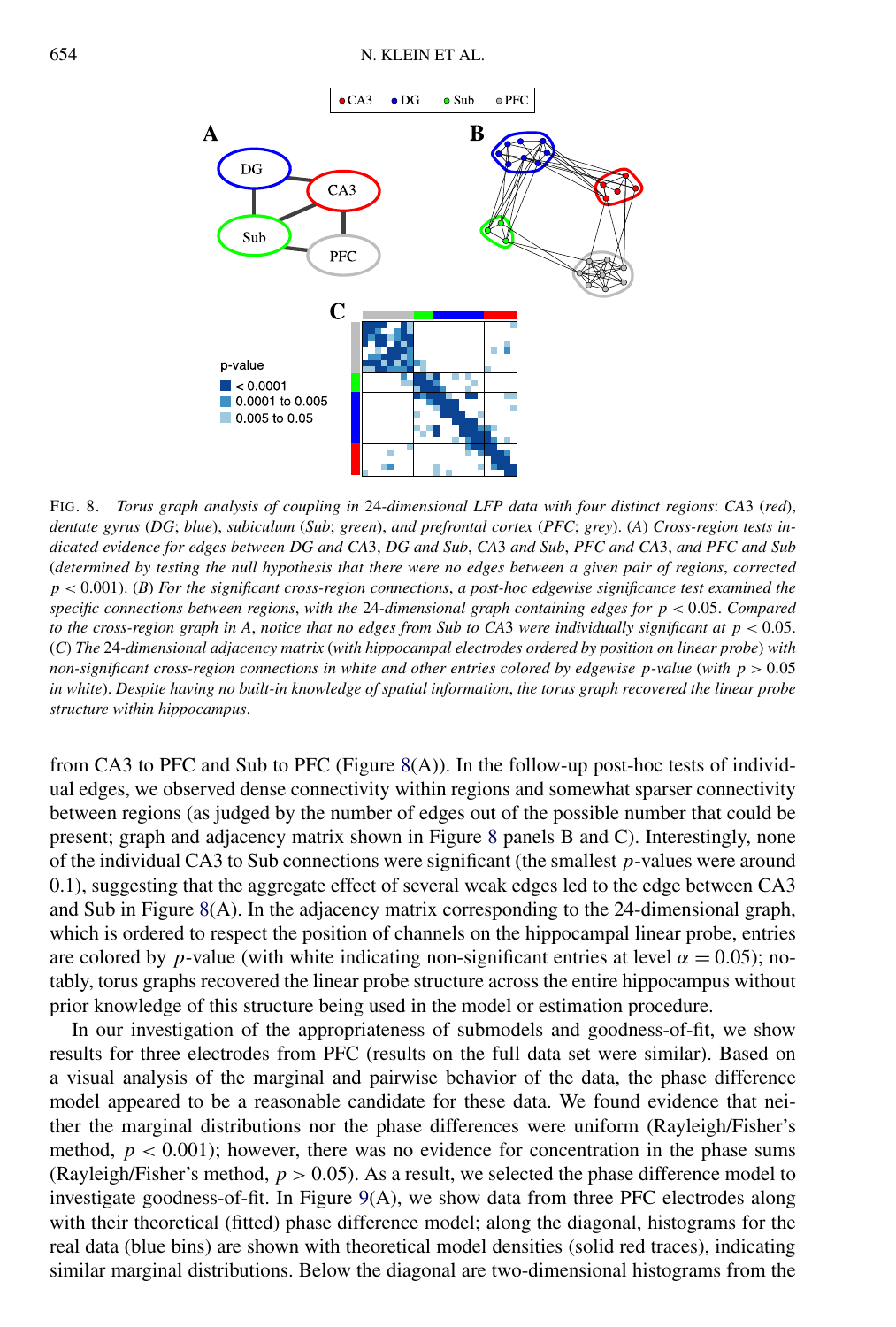FIG. 8. *Torus graph analysis of coupling in* 24*-dimensional LFP data with four distinct regions*: *CA3* (*red*), *dentate gyrus* (*DG*; *blue*), *subiculum* (*Sub*; *green*), *and prefrontal cortex* (*PFC*; *grey*). (*A*) *Cross-region tests indicated evidence for edges between DG and CA3*, *DG and Sub*, *CA3 and Sub*, *PFC and CA3*, *and PFC and Sub* (*determined by testing the null hypothesis that there were no edges between a given pair of regions*, *corrected* $p < 0.001$). (*B*) *For the significant cross-region connections*, *a post-hoc edgewise significance test examined the specific connections between regions*, *with the* 24*-dimensional graph containing edges for* $p < 0.05$. *Compared to the cross-region graph in A*, *notice that no edges from Sub to CA3 were individually significant at* $p < 0.05$. (*C*) *The* 24*-dimensional adjacency matrix* (*with hippocampal electrodes ordered by position on linear probe*) *with non-significant cross-region connections in white and other entries colored by edgewise* $p$*-value* (*with* $p > 0.05$ *in white*). *Despite having no built-in knowledge of spatial information*, *the torus graph recovered the linear probe structure within hippocampus*.

from CA3 to PFC and Sub to PFC (Figure 8(A)). In the follow-up post-hoc tests of individual edges, we observed dense connectivity within regions and somewhat sparser connectivity between regions (as judged by the number of edges out of the possible number that could be present; graph and adjacency matrix shown in Figure 8 panels B and C). Interestingly, none of the individual CA3 to Sub connections were significant (the smallest $p$-values were around 0.1), suggesting that the aggregate effect of several weak edges led to the edge between CA3 and Sub in Figure 8(A). In the adjacency matrix corresponding to the 24-dimensional graph, which is ordered to respect the position of channels on the hippocampal linear probe, entries are colored by $p$-value (with white indicating non-significant entries at level $\alpha = 0.05$); notably, torus graphs recovered the linear probe structure across the entire hippocampus without prior knowledge of this structure being used in the model or estimation procedure.

In our investigation of the appropriateness of submodels and goodness-of-fit, we show results for three electrodes from PFC (results on the full data set were similar). Based on a visual analysis of the marginal and pairwise behavior of the data, the phase difference model appeared to be a reasonable candidate for these data. We found evidence that neither the marginal distributions nor the phase differences were uniform (Rayleigh/Fisher's method, $p < 0.001$); however, there was no evidence for concentration in the phase sums (Rayleigh/Fisher's method, $p > 0.05$). As a result, we selected the phase difference model to investigate goodness-of-fit. In Figure 9(A), we show data from three PFC electrodes along with their theoretical (fitted) phase difference model; along the diagonal, histograms for the real data (blue bins) are shown with theoretical model densities (solid red traces), indicating similar marginal distributions. Below the diagonal are two-dimensional histograms from the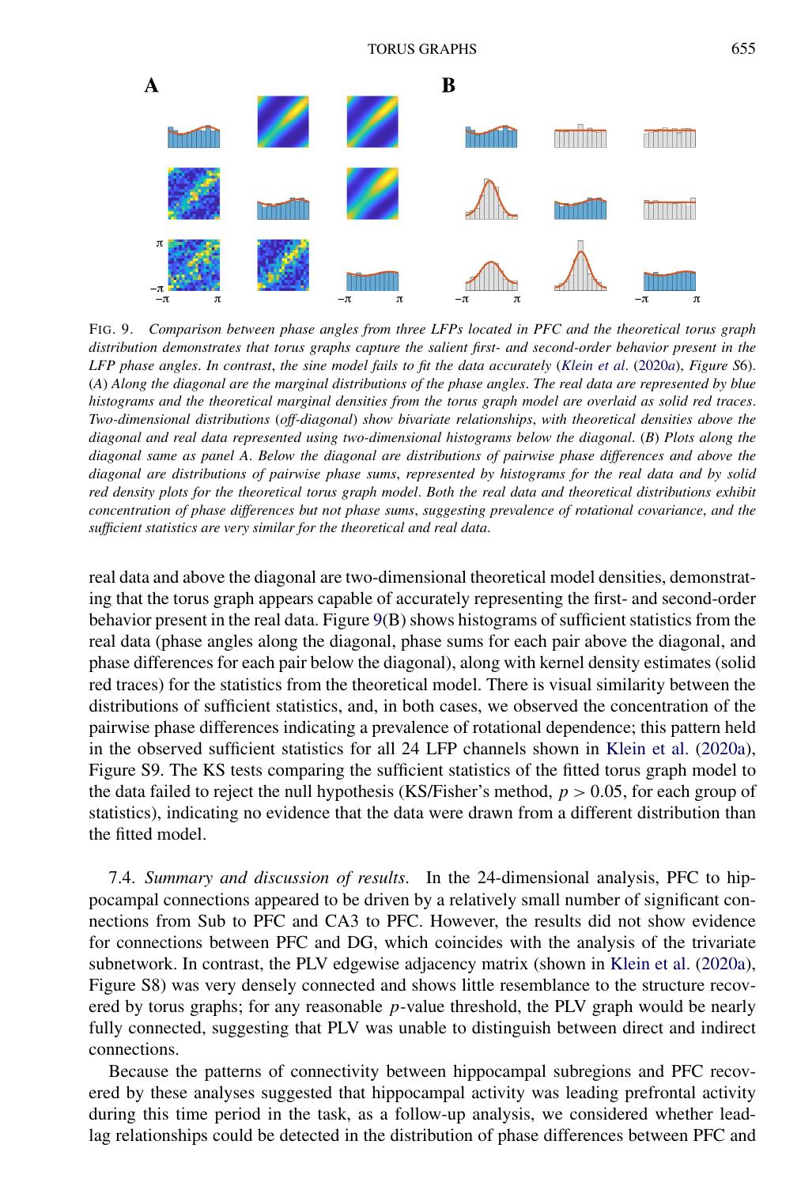FIG. 9. *Comparison between phase angles from three LFPs located in PFC and the theoretical torus graph distribution demonstrates that torus graphs capture the salient first- and second-order behavior present in the LFP phase angles. In contrast, the sine model fails to fit the data accurately (Klein et al. (2020a), Figure S6). (A) Along the diagonal are the marginal distributions of the phase angles. The real data are represented by blue histograms and the theoretical marginal densities from the torus graph model are overlaid as solid red traces. Two-dimensional distributions (off-diagonal) show bivariate relationships, with theoretical densities above the diagonal and real data represented using two-dimensional histograms below the diagonal. (B) Plots along the diagonal same as panel A. Below the diagonal are distributions of pairwise phase differences and above the diagonal are distributions of pairwise phase sums, represented by histograms for the real data and by solid red density plots for the theoretical torus graph model. Both the real data and theoretical distributions exhibit concentration of phase differences but not phase sums, suggesting prevalence of rotational covariance, and the sufficient statistics are very similar for the theoretical and real data.*

real data and above the diagonal are two-dimensional theoretical model densities, demonstrating that the torus graph appears capable of accurately representing the first- and second-order behavior present in the real data. Figure 9(B) shows histograms of sufficient statistics from the real data (phase angles along the diagonal, phase sums for each pair above the diagonal, and phase differences for each pair below the diagonal), along with kernel density estimates (solid red traces) for the statistics from the theoretical model. There is visual similarity between the distributions of sufficient statistics, and, in both cases, we observed the concentration of the pairwise phase differences indicating a prevalence of rotational dependence; this pattern held in the observed sufficient statistics for all 24 LFP channels shown in Klein et al. (2020a), Figure S9. The KS tests comparing the sufficient statistics of the fitted torus graph model to the data failed to reject the null hypothesis (KS/Fisher's method, $p > 0.05$, for each group of statistics), indicating no evidence that the data were drawn from a different distribution than the fitted model.

7.4. *Summary and discussion of results*. In the 24-dimensional analysis, PFC to hippocampal connections appeared to be driven by a relatively small number of significant connections from Sub to PFC and CA3 to PFC. However, the results did not show evidence for connections between PFC and DG, which coincides with the analysis of the trivariate subnetwork. In contrast, the PLV edgewise adjacency matrix (shown in Klein et al. (2020a), Figure S8) was very densely connected and shows little resemblance to the structure recovered by torus graphs; for any reasonable $p$-value threshold, the PLV graph would be nearly fully connected, suggesting that PLV was unable to distinguish between direct and indirect connections.

Because the patterns of connectivity between hippocampal subregions and PFC recovered by these analyses suggested that hippocampal activity was leading prefrontal activity during this time period in the task, as a follow-up analysis, we considered whether lead-lag relationships could be detected in the distribution of phase differences between PFC and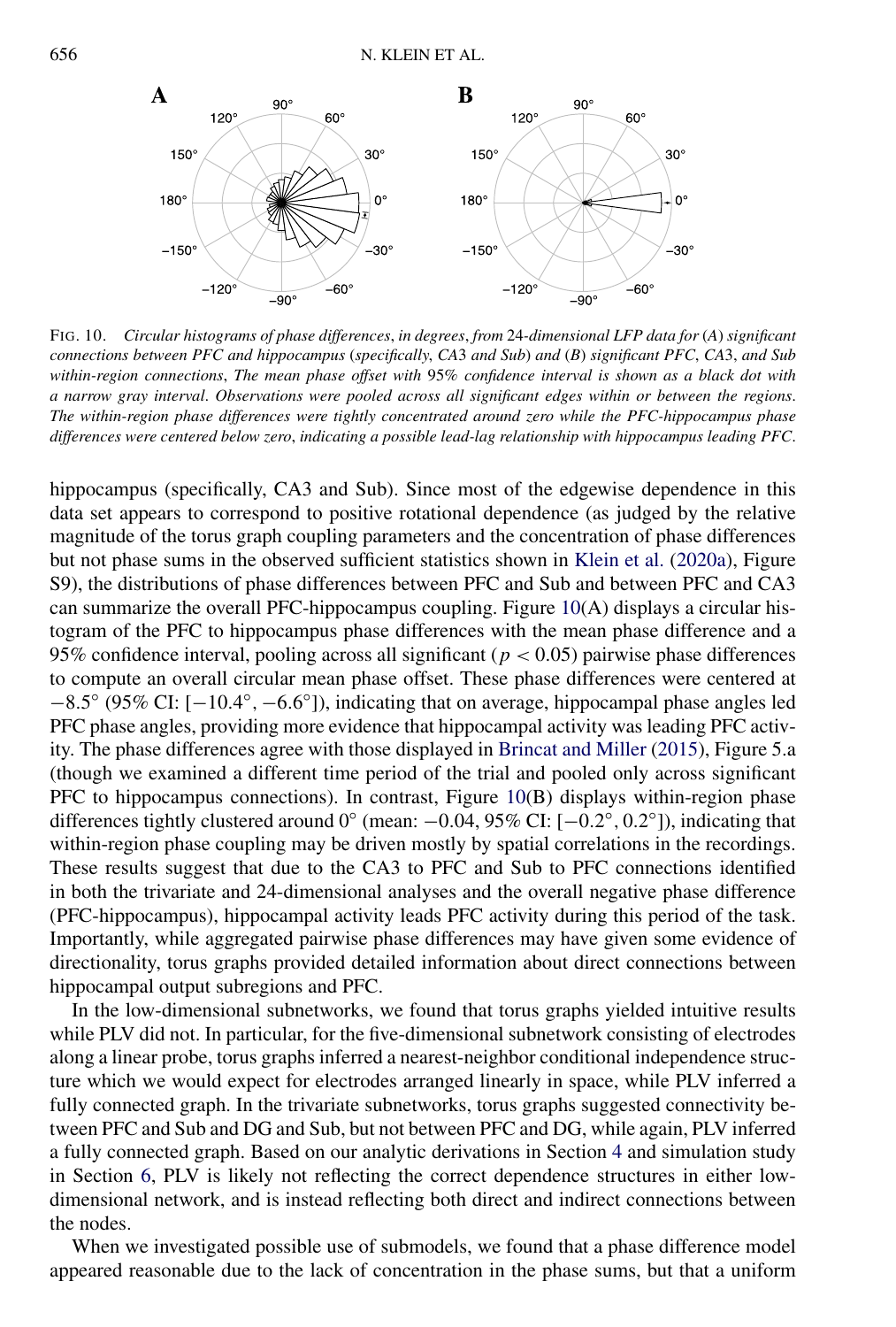FIG. 10. *Circular histograms of phase differences, in degrees, from 24-dimensional LFP data for (A) significant connections between PFC and hippocampus (specifically, CA3 and Sub) and (B) significant PFC, CA3, and Sub within-region connections, The mean phase offset with 95% confidence interval is shown as a black dot with a narrow gray interval. Observations were pooled across all significant edges within or between the regions. The within-region phase differences were tightly concentrated around zero while the PFC-hippocampus phase differences were centered below zero, indicating a possible lead-lag relationship with hippocampus leading PFC.*

hippocampus (specifically, CA3 and Sub). Since most of the edgewise dependence in this data set appears to correspond to positive rotational dependence (as judged by the relative magnitude of the torus graph coupling parameters and the concentration of phase differences but not phase sums in the observed sufficient statistics shown in Klein et al. (2020a), Figure S9), the distributions of phase differences between PFC and Sub and between PFC and CA3 can summarize the overall PFC-hippocampus coupling. Figure 10(A) displays a circular histogram of the PFC to hippocampus phase differences with the mean phase difference and a 95% confidence interval, pooling across all significant ($p < 0.05$) pairwise phase differences to compute an overall circular mean phase offset. These phase differences were centered at $-8.5°$ (95% CI: $[-10.4°, -6.6°]$), indicating that on average, hippocampal phase angles led PFC phase angles, providing more evidence that hippocampal activity was leading PFC activity. The phase differences agree with those displayed in Brincat and Miller (2015), Figure 5.a (though we examined a different time period of the trial and pooled only across significant PFC to hippocampus connections). In contrast, Figure 10(B) displays within-region phase differences tightly clustered around $0°$ (mean: $-0.04$, 95% CI: $[-0.2°, 0.2°]$), indicating that within-region phase coupling may be driven mostly by spatial correlations in the recordings. These results suggest that due to the CA3 to PFC and Sub to PFC connections identified in both the trivariate and 24-dimensional analyses and the overall negative phase difference (PFC-hippocampus), hippocampal activity leads PFC activity during this period of the task. Importantly, while aggregated pairwise phase differences may have given some evidence of directionality, torus graphs provided detailed information about direct connections between hippocampal output subregions and PFC.

In the low-dimensional subnetworks, we found that torus graphs yielded intuitive results while PLV did not. In particular, for the five-dimensional subnetwork consisting of electrodes along a linear probe, torus graphs inferred a nearest-neighbor conditional independence structure which we would expect for electrodes arranged linearly in space, while PLV inferred a fully connected graph. In the trivariate subnetworks, torus graphs suggested connectivity between PFC and Sub and DG and Sub, but not between PFC and DG, while again, PLV inferred a fully connected graph. Based on our analytic derivations in Section 4 and simulation study in Section 6, PLV is likely not reflecting the correct dependence structures in either low-dimensional network, and is instead reflecting both direct and indirect connections between the nodes.

When we investigated possible use of submodels, we found that a phase difference model appeared reasonable due to the lack of concentration in the phase sums, but that a uniform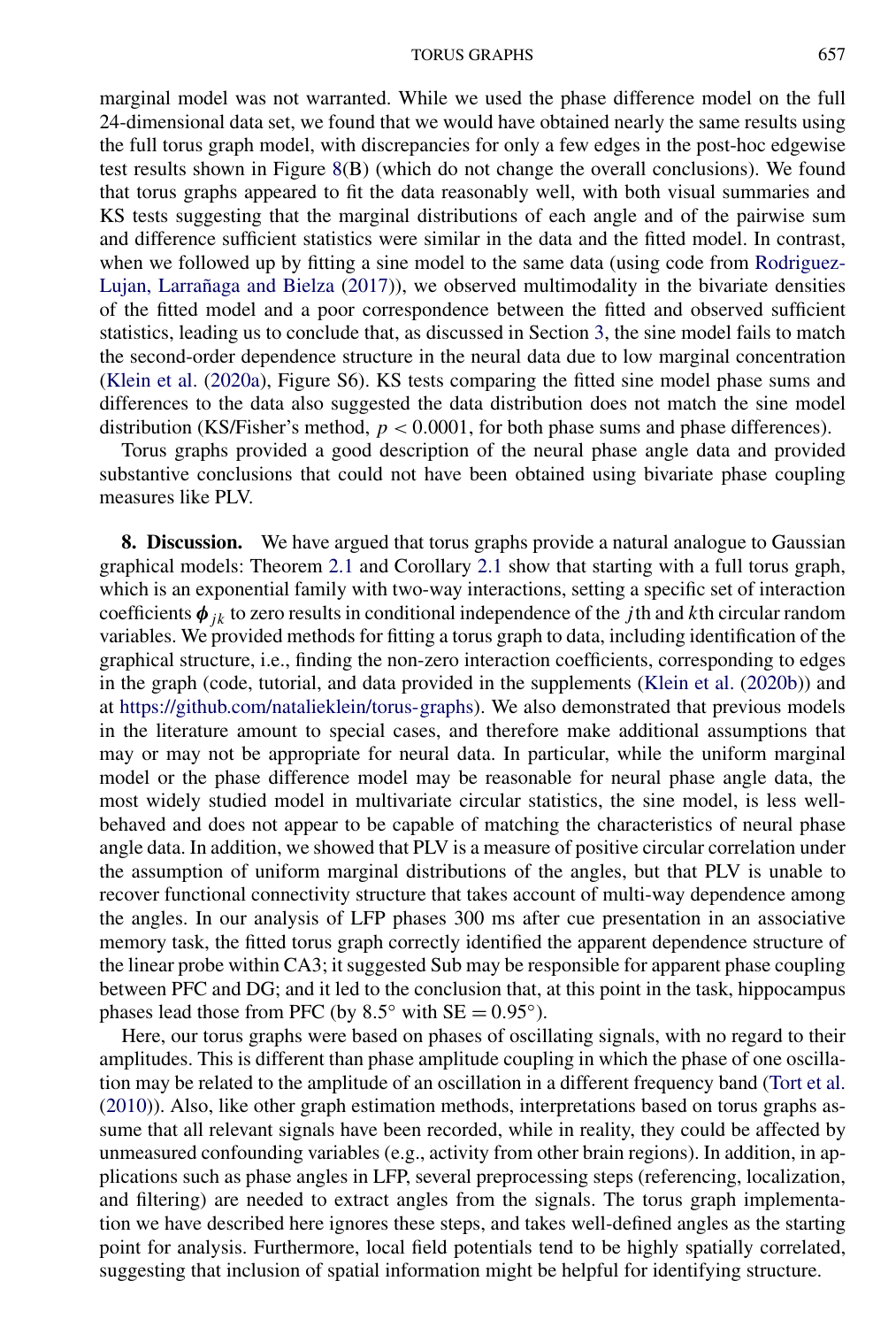marginal model was not warranted. While we used the phase difference model on the full 24-dimensional data set, we found that we would have obtained nearly the same results using the full torus graph model, with discrepancies for only a few edges in the post-hoc edgewise test results shown in Figure 8(B) (which do not change the overall conclusions). We found that torus graphs appeared to fit the data reasonably well, with both visual summaries and KS tests suggesting that the marginal distributions of each angle and of the pairwise sum and difference sufficient statistics were similar in the data and the fitted model. In contrast, when we followed up by fitting a sine model to the same data (using code from Rodriguez-Lujan, Larrañaga and Bielza (2017)), we observed multimodality in the bivariate densities of the fitted model and a poor correspondence between the fitted and observed sufficient statistics, leading us to conclude that, as discussed in Section 3, the sine model fails to match the second-order dependence structure in the neural data due to low marginal concentration (Klein et al. (2020a), Figure S6). KS tests comparing the fitted sine model phase sums and differences to the data also suggested the data distribution does not match the sine model distribution (KS/Fisher's method, $p < 0.0001$, for both phase sums and phase differences).

Torus graphs provided a good description of the neural phase angle data and provided substantive conclusions that could not have been obtained using bivariate phase coupling measures like PLV.

**8. Discussion.** We have argued that torus graphs provide a natural analogue to Gaussian graphical models: Theorem 2.1 and Corollary 2.1 show that starting with a full torus graph, which is an exponential family with two-way interactions, setting a specific set of interaction coefficients $\boldsymbol{\phi}_{jk}$ to zero results in conditional independence of the $j$th and $k$th circular random variables. We provided methods for fitting a torus graph to data, including identification of the graphical structure, i.e., finding the non-zero interaction coefficients, corresponding to edges in the graph (code, tutorial, and data provided in the supplements (Klein et al. (2020b)) and at https://github.com/natalieklein/torus-graphs). We also demonstrated that previous models in the literature amount to special cases, and therefore make additional assumptions that may or may not be appropriate for neural data. In particular, while the uniform marginal model or the phase difference model may be reasonable for neural phase angle data, the most widely studied model in multivariate circular statistics, the sine model, is less well-behaved and does not appear to be capable of matching the characteristics of neural phase angle data. In addition, we showed that PLV is a measure of positive circular correlation under the assumption of uniform marginal distributions of the angles, but that PLV is unable to recover functional connectivity structure that takes account of multi-way dependence among the angles. In our analysis of LFP phases 300 ms after cue presentation in an associative memory task, the fitted torus graph correctly identified the apparent dependence structure of the linear probe within CA3; it suggested Sub may be responsible for apparent phase coupling between PFC and DG; and it led to the conclusion that, at this point in the task, hippocampus phases lead those from PFC (by $8.5°$ with $\text{SE} = 0.95°$).

Here, our torus graphs were based on phases of oscillating signals, with no regard to their amplitudes. This is different than phase amplitude coupling in which the phase of one oscillation may be related to the amplitude of an oscillation in a different frequency band (Tort et al. (2010)). Also, like other graph estimation methods, interpretations based on torus graphs assume that all relevant signals have been recorded, while in reality, they could be affected by unmeasured confounding variables (e.g., activity from other brain regions). In addition, in applications such as phase angles in LFP, several preprocessing steps (referencing, localization, and filtering) are needed to extract angles from the signals. The torus graph implementation we have described here ignores these steps, and takes well-defined angles as the starting point for analysis. Furthermore, local field potentials tend to be highly spatially correlated, suggesting that inclusion of spatial information might be helpful for identifying structure.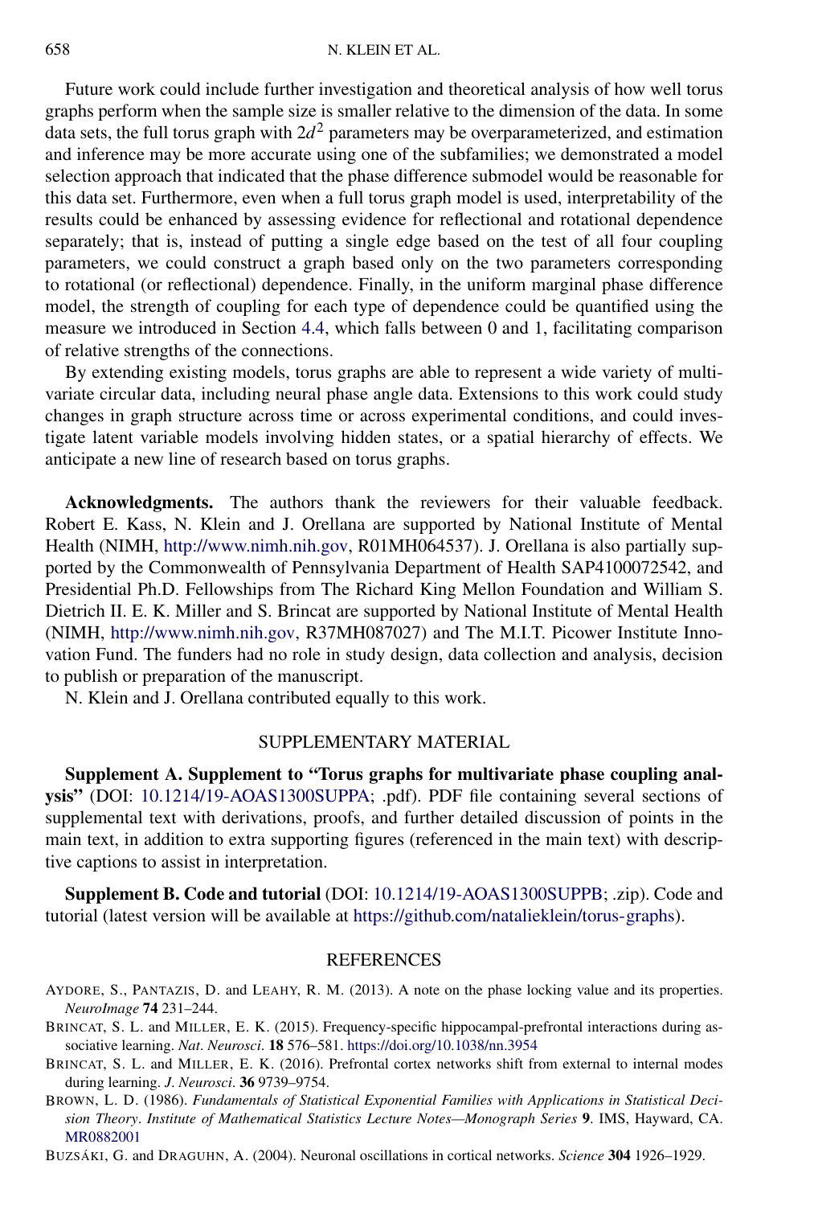Future work could include further investigation and theoretical analysis of how well torus graphs perform when the sample size is smaller relative to the dimension of the data. In some data sets, the full torus graph with $2d^2$ parameters may be overparameterized, and estimation and inference may be more accurate using one of the subfamilies; we demonstrated a model selection approach that indicated that the phase difference submodel would be reasonable for this data set. Furthermore, even when a full torus graph model is used, interpretability of the results could be enhanced by assessing evidence for reflectional and rotational dependence separately; that is, instead of putting a single edge based on the test of all four coupling parameters, we could construct a graph based only on the two parameters corresponding to rotational (or reflectional) dependence. Finally, in the uniform marginal phase difference model, the strength of coupling for each type of dependence could be quantified using the measure we introduced in Section 4.4, which falls between 0 and 1, facilitating comparison of relative strengths of the connections.

By extending existing models, torus graphs are able to represent a wide variety of multivariate circular data, including neural phase angle data. Extensions to this work could study changes in graph structure across time or across experimental conditions, and could investigate latent variable models involving hidden states, or a spatial hierarchy of effects. We anticipate a new line of research based on torus graphs.

**Acknowledgments.** The authors thank the reviewers for their valuable feedback. Robert E. Kass, N. Klein and J. Orellana are supported by National Institute of Mental Health (NIMH, http://www.nimh.nih.gov, R01MH064537). J. Orellana is also partially supported by the Commonwealth of Pennsylvania Department of Health SAP4100072542, and Presidential Ph.D. Fellowships from The Richard King Mellon Foundation and William S. Dietrich II. E. K. Miller and S. Brincat are supported by National Institute of Mental Health (NIMH, http://www.nimh.nih.gov, R37MH087027) and The M.I.T. Picower Institute Innovation Fund. The funders had no role in study design, data collection and analysis, decision to publish or preparation of the manuscript.

N. Klein and J. Orellana contributed equally to this work.

## SUPPLEMENTARY MATERIAL

**Supplement A. Supplement to "Torus graphs for multivariate phase coupling analysis"** (DOI: 10.1214/19-AOAS1300SUPPA; .pdf). PDF file containing several sections of supplemental text with derivations, proofs, and further detailed discussion of points in the main text, in addition to extra supporting figures (referenced in the main text) with descriptive captions to assist in interpretation.

**Supplement B. Code and tutorial** (DOI: 10.1214/19-AOAS1300SUPPB; .zip). Code and tutorial (latest version will be available at https://github.com/natalieklein/torus-graphs).

## REFERENCES

AYDORE, S., PANTAZIS, D. and LEAHY, R. M. (2013). A note on the phase locking value and its properties. *NeuroImage* **74** 231–244.

BRINCAT, S. L. and MILLER, E. K. (2015). Frequency-specific hippocampal-prefrontal interactions during associative learning. *Nat. Neurosci.* **18** 576–581. https://doi.org/10.1038/nn.3954

BRINCAT, S. L. and MILLER, E. K. (2016). Prefrontal cortex networks shift from external to internal modes during learning. *J. Neurosci.* **36** 9739–9754.

BROWN, L. D. (1986). *Fundamentals of Statistical Exponential Families with Applications in Statistical Decision Theory*. *Institute of Mathematical Statistics Lecture Notes—Monograph Series* **9**. IMS, Hayward, CA. MR0882001

BUZSÁKI, G. and DRAGUHN, A. (2004). Neuronal oscillations in cortical networks. *Science* **304** 1926–1929.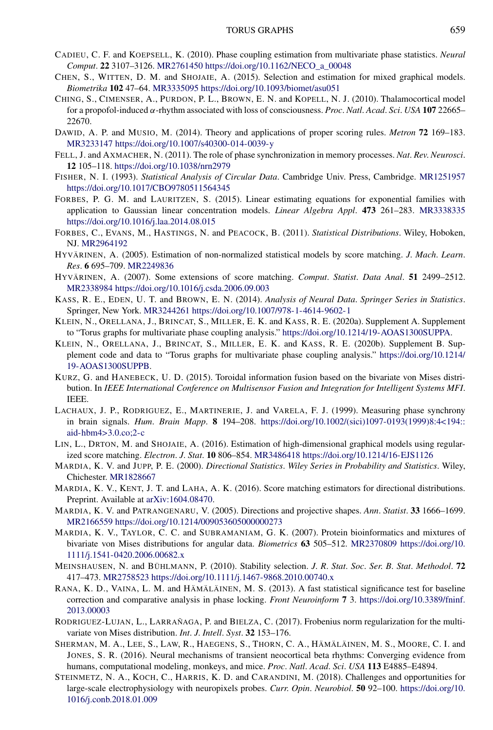CADIEU, C. F. and KOEPSELL, K. (2010). Phase coupling estimation from multivariate phase statistics. *Neural Comput*. **22** 3107–3126. MR2761450 https://doi.org/10.1162/NECO_a_00048

CHEN, S., WITTEN, D. M. and SHOJAIE, A. (2015). Selection and estimation for mixed graphical models. *Biometrika* **102** 47–64. MR3335095 https://doi.org/10.1093/biomet/asu051

CHING, S., CIMENSER, A., PURDON, P. L., BROWN, E. N. and KOPELL, N. J. (2010). Thalamocortical model for a propofol-induced $\alpha$-rhythm associated with loss of consciousness. *Proc. Natl. Acad. Sci. USA* **107** 22665–22670.

DAWID, A. P. and MUSIO, M. (2014). Theory and applications of proper scoring rules. *Metron* **72** 169–183. MR3233147 https://doi.org/10.1007/s40300-014-0039-y

FELL, J. and AXMACHER, N. (2011). The role of phase synchronization in memory processes. *Nat. Rev. Neurosci*. **12** 105–118. https://doi.org/10.1038/nrn2979

FISHER, N. I. (1993). *Statistical Analysis of Circular Data*. Cambridge Univ. Press, Cambridge. MR1251957 https://doi.org/10.1017/CBO9780511564345

FORBES, P. G. M. and LAURITZEN, S. (2015). Linear estimating equations for exponential families with application to Gaussian linear concentration models. *Linear Algebra Appl*. **473** 261–283. MR3338335 https://doi.org/10.1016/j.laa.2014.08.015

FORBES, C., EVANS, M., HASTINGS, N. and PEACOCK, B. (2011). *Statistical Distributions*. Wiley, Hoboken, NJ. MR2964192

HYVÄRINEN, A. (2005). Estimation of non-normalized statistical models by score matching. *J. Mach. Learn. Res*. **6** 695–709. MR2249836

HYVÄRINEN, A. (2007). Some extensions of score matching. *Comput. Statist. Data Anal*. **51** 2499–2512. MR2338984 https://doi.org/10.1016/j.csda.2006.09.003

KASS, R. E., EDEN, U. T. and BROWN, E. N. (2014). *Analysis of Neural Data*. *Springer Series in Statistics*. Springer, New York. MR3244261 https://doi.org/10.1007/978-1-4614-9602-1

KLEIN, N., ORELLANA, J., BRINCAT, S., MILLER, E. K. and KASS, R. E. (2020a). Supplement A. Supplement to "Torus graphs for multivariate phase coupling analysis." https://doi.org/10.1214/19-AOAS1300SUPPA.

KLEIN, N., ORELLANA, J., BRINCAT, S., MILLER, E. K. and KASS, R. E. (2020b). Supplement B. Supplement code and data to "Torus graphs for multivariate phase coupling analysis." https://doi.org/10.1214/19-AOAS1300SUPPB.

KURZ, G. and HANEBECK, U. D. (2015). Toroidal information fusion based on the bivariate von Mises distribution. In *IEEE International Conference on Multisensor Fusion and Integration for Intelligent Systems MFI*. IEEE.

LACHAUX, J. P., RODRIGUEZ, E., MARTINERIE, J. and VARELA, F. J. (1999). Measuring phase synchrony in brain signals. *Hum. Brain Mapp*. **8** 194–208. https://doi.org/10.1002/(sici)1097-0193(1999)8:4<194::aid-hbm4>3.0.co;2-c

LIN, L., DRTON, M. and SHOJAIE, A. (2016). Estimation of high-dimensional graphical models using regularized score matching. *Electron. J. Stat*. **10** 806–854. MR3486418 https://doi.org/10.1214/16-EJS1126

MARDIA, K. V. and JUPP, P. E. (2000). *Directional Statistics*. *Wiley Series in Probability and Statistics*. Wiley, Chichester. MR1828667

MARDIA, K. V., KENT, J. T. and LAHA, A. K. (2016). Score matching estimators for directional distributions. Preprint. Available at arXiv:1604.08470.

MARDIA, K. V. and PATRANGENARU, V. (2005). Directions and projective shapes. *Ann. Statist*. **33** 1666–1699. MR2166559 https://doi.org/10.1214/009053605000000273

MARDIA, K. V., TAYLOR, C. C. and SUBRAMANIAM, G. K. (2007). Protein bioinformatics and mixtures of bivariate von Mises distributions for angular data. *Biometrics* **63** 505–512. MR2370809 https://doi.org/10.1111/j.1541-0420.2006.00682.x

MEINSHAUSEN, N. and BÜHLMANN, P. (2010). Stability selection. *J. R. Stat. Soc. Ser. B. Stat. Methodol*. **72** 417–473. MR2758523 https://doi.org/10.1111/j.1467-9868.2010.00740.x

RANA, K. D., VAINA, L. M. and HÄMÄLÄINEN, M. S. (2013). A fast statistical significance test for baseline correction and comparative analysis in phase locking. *Front Neuroinform* **7** 3. https://doi.org/10.3389/fninf.2013.00003

RODRIGUEZ-LUJAN, L., LARRAÑAGA, P. and BIELZA, C. (2017). Frobenius norm regularization for the multivariate von Mises distribution. *Int. J. Intell. Syst*. **32** 153–176.

SHERMAN, M. A., LEE, S., LAW, R., HAEGENS, S., THORN, C. A., HÄMÄLÄINEN, M. S., MOORE, C. I. and JONES, S. R. (2016). Neural mechanisms of transient neocortical beta rhythms: Converging evidence from humans, computational modeling, monkeys, and mice. *Proc. Natl. Acad. Sci. USA* **113** E4885–E4894.

STEINMETZ, N. A., KOCH, C., HARRIS, K. D. and CARANDINI, M. (2018). Challenges and opportunities for large-scale electrophysiology with neuropixels probes. *Curr. Opin. Neurobiol*. **50** 92–100. https://doi.org/10.1016/j.conb.2018.01.009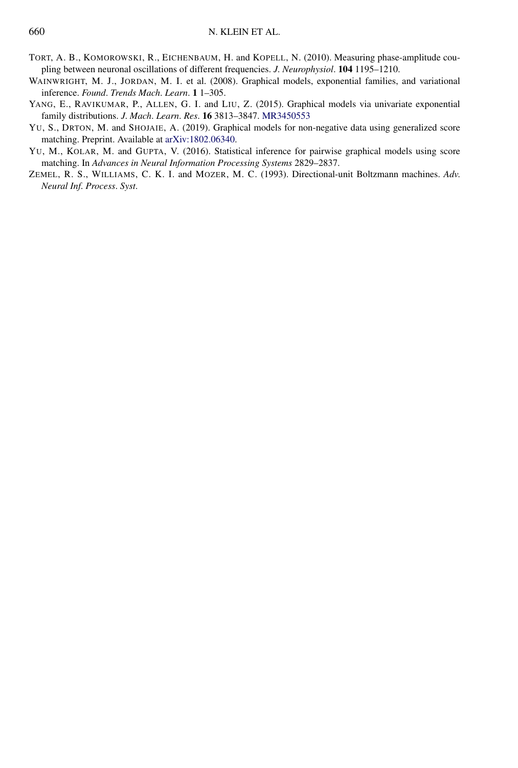TORT, A. B., KOMOROWSKI, R., EICHENBAUM, H. and KOPELL, N. (2010). Measuring phase-amplitude coupling between neuronal oscillations of different frequencies. *J. Neurophysiol*. **104** 1195–1210.

WAINWRIGHT, M. J., JORDAN, M. I. et al. (2008). Graphical models, exponential families, and variational inference. *Found. Trends Mach. Learn*. **1** 1–305.

YANG, E., RAVIKUMAR, P., ALLEN, G. I. and LIU, Z. (2015). Graphical models via univariate exponential family distributions. *J. Mach. Learn. Res*. **16** 3813–3847. MR3450553

YU, S., DRTON, M. and SHOJAIE, A. (2019). Graphical models for non-negative data using generalized score matching. Preprint. Available at arXiv:1802.06340.

YU, M., KOLAR, M. and GUPTA, V. (2016). Statistical inference for pairwise graphical models using score matching. In *Advances in Neural Information Processing Systems* 2829–2837.

ZEMEL, R. S., WILLIAMS, C. K. I. and MOZER, M. C. (1993). Directional-unit Boltzmann machines. *Adv. Neural Inf. Process. Syst.*